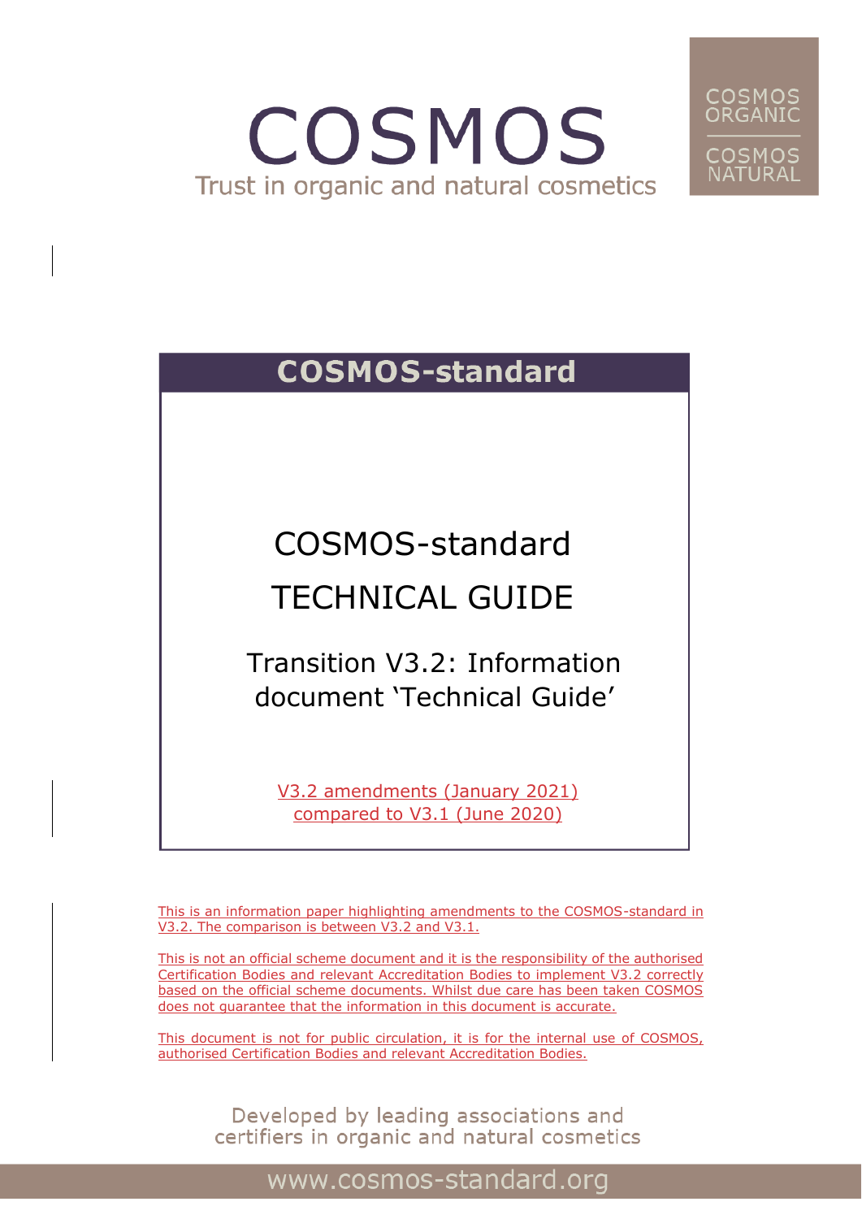# COSMOS

Trust in organic and natural cosmetics

COSMOS ORGANIC

COSMOS NATURAL

## COSMOS-standard

# COSMOS-standard TECHNICAL GUIDE

## Transition V3.2: Information document 'Technical Guide'

V3.2 amendments (January 2021) compared to V3.1 (June 2020)

This is an information paper highlighting amendments to the COSMOS-standard in V3.2. The comparison is between V3.2 and V3.1.

This is not an official scheme document and it is the responsibility of the authorised Certification Bodies and relevant Accreditation Bodies to implement V3.2 correctly based on the official scheme documents. Whilst due care has been taken COSMOS does not guarantee that the information in this document is accurate.

This document is not for public circulation, it is for the internal use of COSMOS, authorised Certification Bodies and relevant Accreditation Bodies.

Developed by leading associations and certifiers in organic and natural cosmetics

www.cosmos-standard.org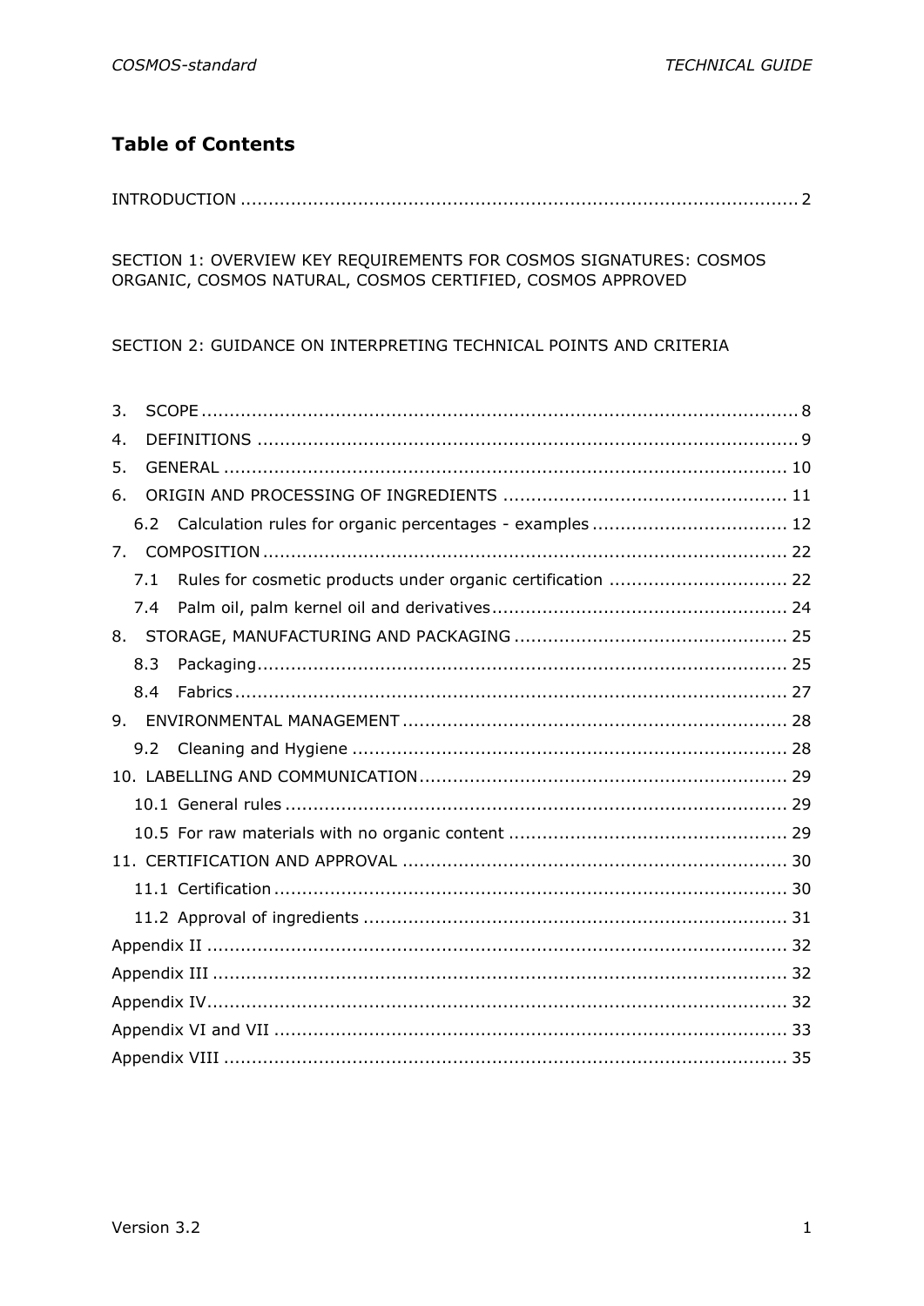## Table of Contents

INTRODUCTION .......... 2

SECTION 1: OVERVIEW KEY REQUIREMENTS FOR COSMOS SIGNATURES: COSMOS ORGANIC, COSMOS NATURAL, COSMOS CERTIFIED, COSMOS APPROVED

SECTION 2: GUIDANCE ON INTERPRETING TECHNICAL POINTS AND CRITERIA

3. SCOPE .......... 8
4. DEFINITIONS .......... 9
5. GENERAL .......... 10
6. ORIGIN AND PROCESSING OF INGREDIENTS .......... 11
   - 6.2 Calculation rules for organic percentages - examples .......... 12
7. COMPOSITION .......... 22
   - 7.1 Rules for cosmetic products under organic certification .......... 22
   - 7.4 Palm oil, palm kernel oil and derivatives .......... 24
8. STORAGE, MANUFACTURING AND PACKAGING .......... 25
   - 8.3 Packaging .......... 25
   - 8.4 Fabrics .......... 27
9. ENVIRONMENTAL MANAGEMENT .......... 28
   - 9.2 Cleaning and Hygiene .......... 28
10. LABELLING AND COMMUNICATION .......... 29
    - 10.1 General rules .......... 29
    - 10.5 For raw materials with no organic content .......... 29
11. CERTIFICATION AND APPROVAL .......... 30
    - 11.1 Certification .......... 30
    - 11.2 Approval of ingredients .......... 31

Appendix II .......... 32

Appendix III .......... 32

Appendix IV .......... 32

Appendix VI and VII .......... 33

Appendix VIII .......... 35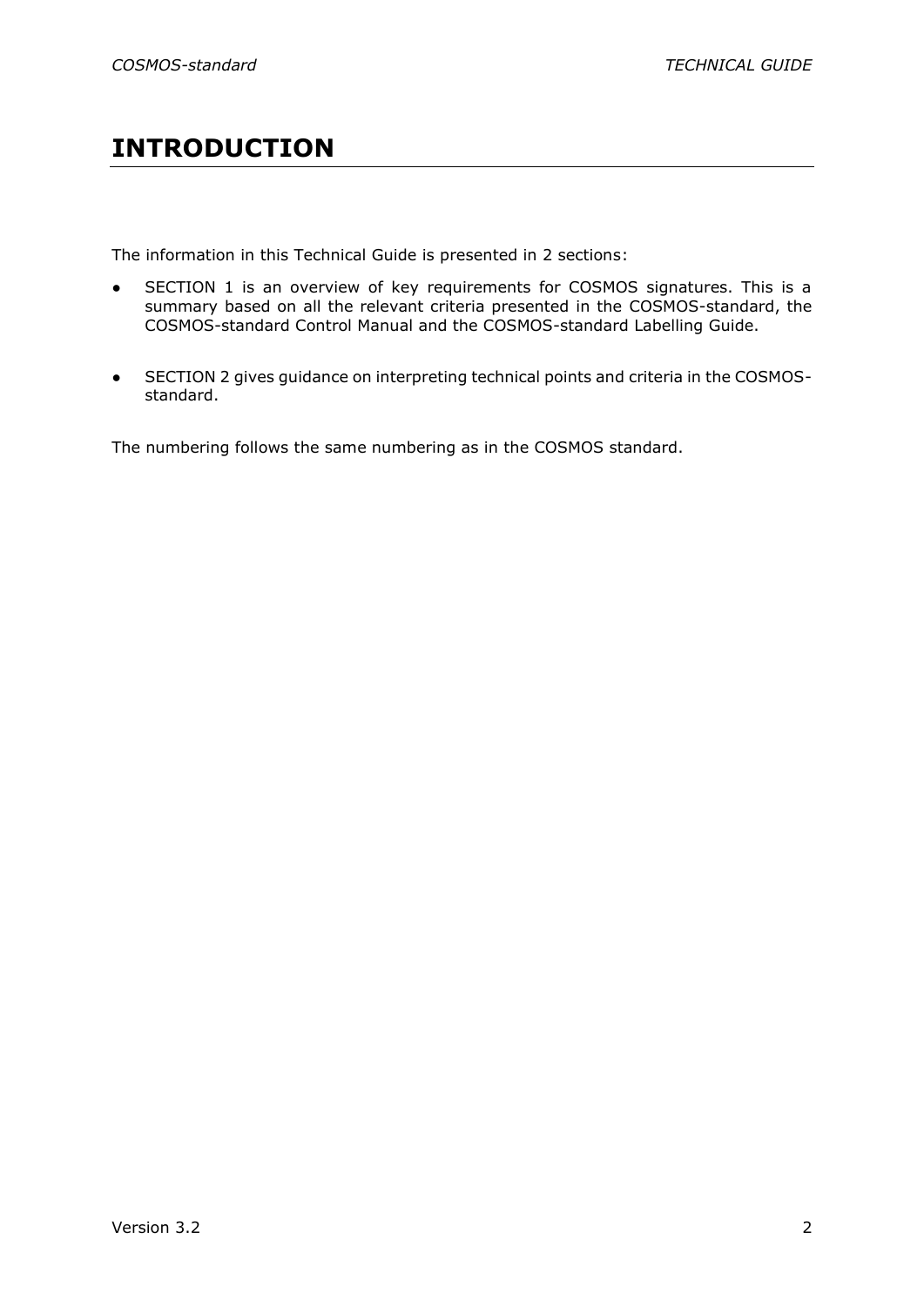# INTRODUCTION

The information in this Technical Guide is presented in 2 sections:

- SECTION 1 is an overview of key requirements for COSMOS signatures. This is a summary based on all the relevant criteria presented in the COSMOS-standard, the COSMOS-standard Control Manual and the COSMOS-standard Labelling Guide.

- SECTION 2 gives guidance on interpreting technical points and criteria in the COSMOS-standard.

The numbering follows the same numbering as in the COSMOS standard.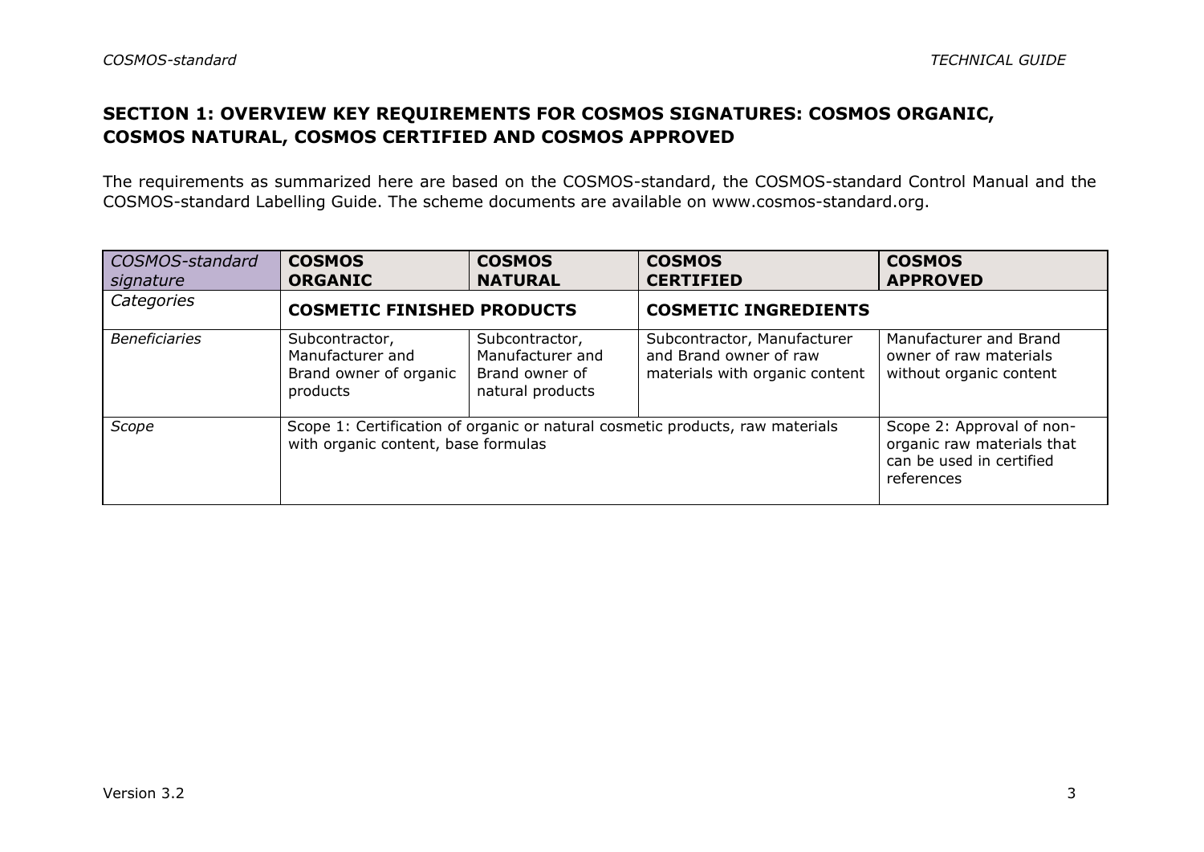## SECTION 1: OVERVIEW KEY REQUIREMENTS FOR COSMOS SIGNATURES: COSMOS ORGANIC, COSMOS NATURAL, COSMOS CERTIFIED AND COSMOS APPROVED

The requirements as summarized here are based on the COSMOS-standard, the COSMOS-standard Control Manual and the COSMOS-standard Labelling Guide. The scheme documents are available on www.cosmos-standard.org.

| *COSMOS-standard signature* | **COSMOS ORGANIC** | **COSMOS NATURAL** | **COSMOS CERTIFIED** | **COSMOS APPROVED** |
|---|---|---|---|---|
| *Categories* | **COSMETIC FINISHED PRODUCTS** | | **COSMETIC INGREDIENTS** | |
| *Beneficiaries* | Subcontractor, Manufacturer and Brand owner of organic products | Subcontractor, Manufacturer and Brand owner of natural products | Subcontractor, Manufacturer and Brand owner of raw materials with organic content | Manufacturer and Brand owner of raw materials without organic content |
| *Scope* | Scope 1: Certification of organic or natural cosmetic products, raw materials with organic content, base formulas | | | Scope 2: Approval of non-organic raw materials that can be used in certified references |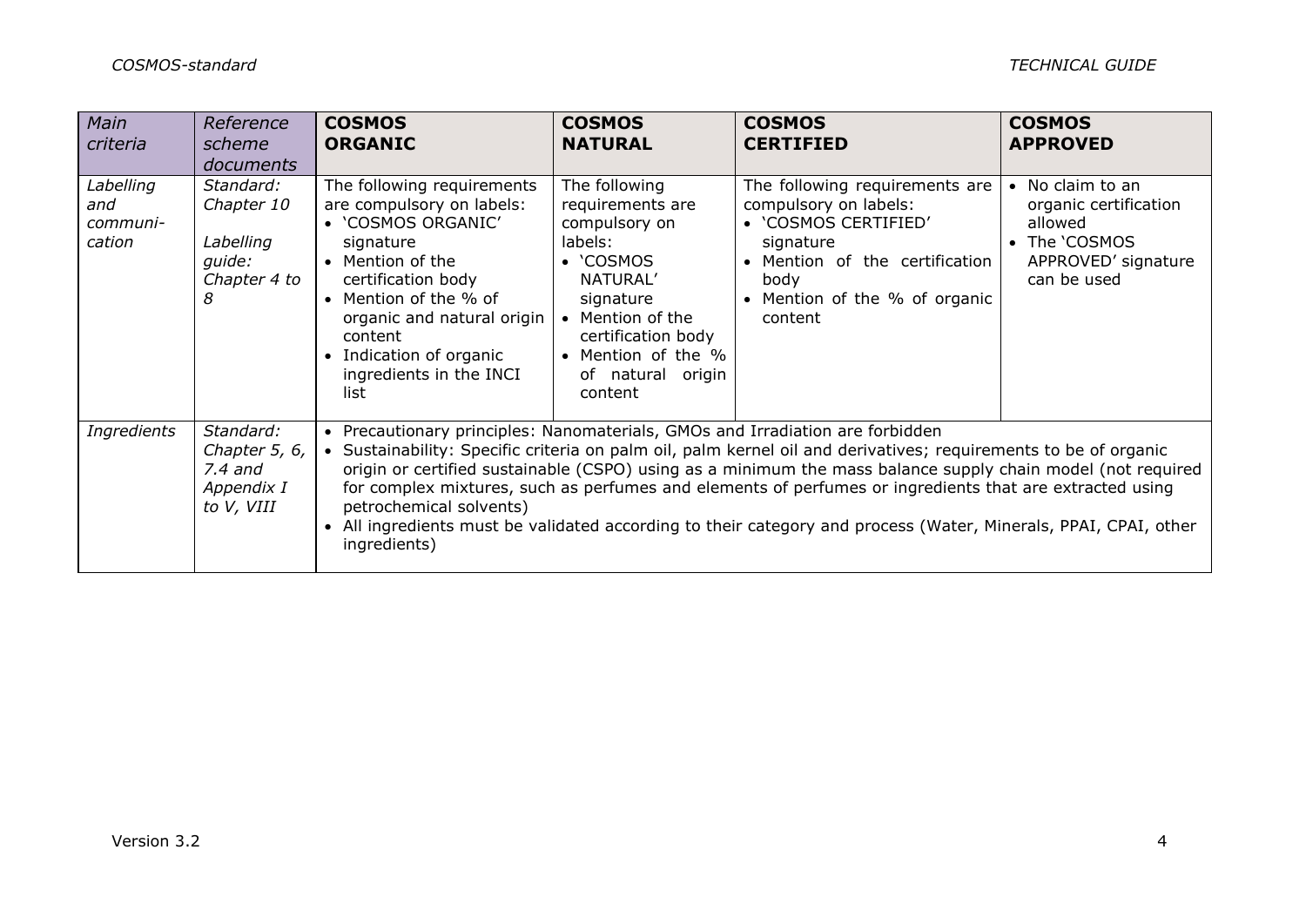| *Main criteria* | *Reference scheme documents* | **COSMOS ORGANIC** | **COSMOS NATURAL** | **COSMOS CERTIFIED** | **COSMOS APPROVED** |
|---|---|---|---|---|---|
| *Labelling and communi-cation* | *Standard: Chapter 10*<br><br>*Labelling guide: Chapter 4 to 8* | The following requirements are compulsory on labels:<br>• 'COSMOS ORGANIC' signature<br>• Mention of the certification body<br>• Mention of the % of organic and natural origin content<br>• Indication of organic ingredients in the INCI list | The following requirements are compulsory on labels:<br>• 'COSMOS NATURAL' signature<br>• Mention of the certification body<br>• Mention of the % of natural origin content | The following requirements are compulsory on labels:<br>• 'COSMOS CERTIFIED' signature<br>• Mention of the certification body<br>• Mention of the % of organic content | • No claim to an organic certification allowed<br>• The 'COSMOS APPROVED' signature can be used |
| *Ingredients* | *Standard: Chapter 5, 6, 7.4 and Appendix I to V, VIII* | • Precautionary principles: Nanomaterials, GMOs and Irradiation are forbidden<br>• Sustainability: Specific criteria on palm oil, palm kernel oil and derivatives; requirements to be of organic origin or certified sustainable (CSPO) using as a minimum the mass balance supply chain model (not required for complex mixtures, such as perfumes and elements of perfumes or ingredients that are extracted using petrochemical solvents)<br>• All ingredients must be validated according to their category and process (Water, Minerals, PPAI, CPAI, other ingredients) | | | |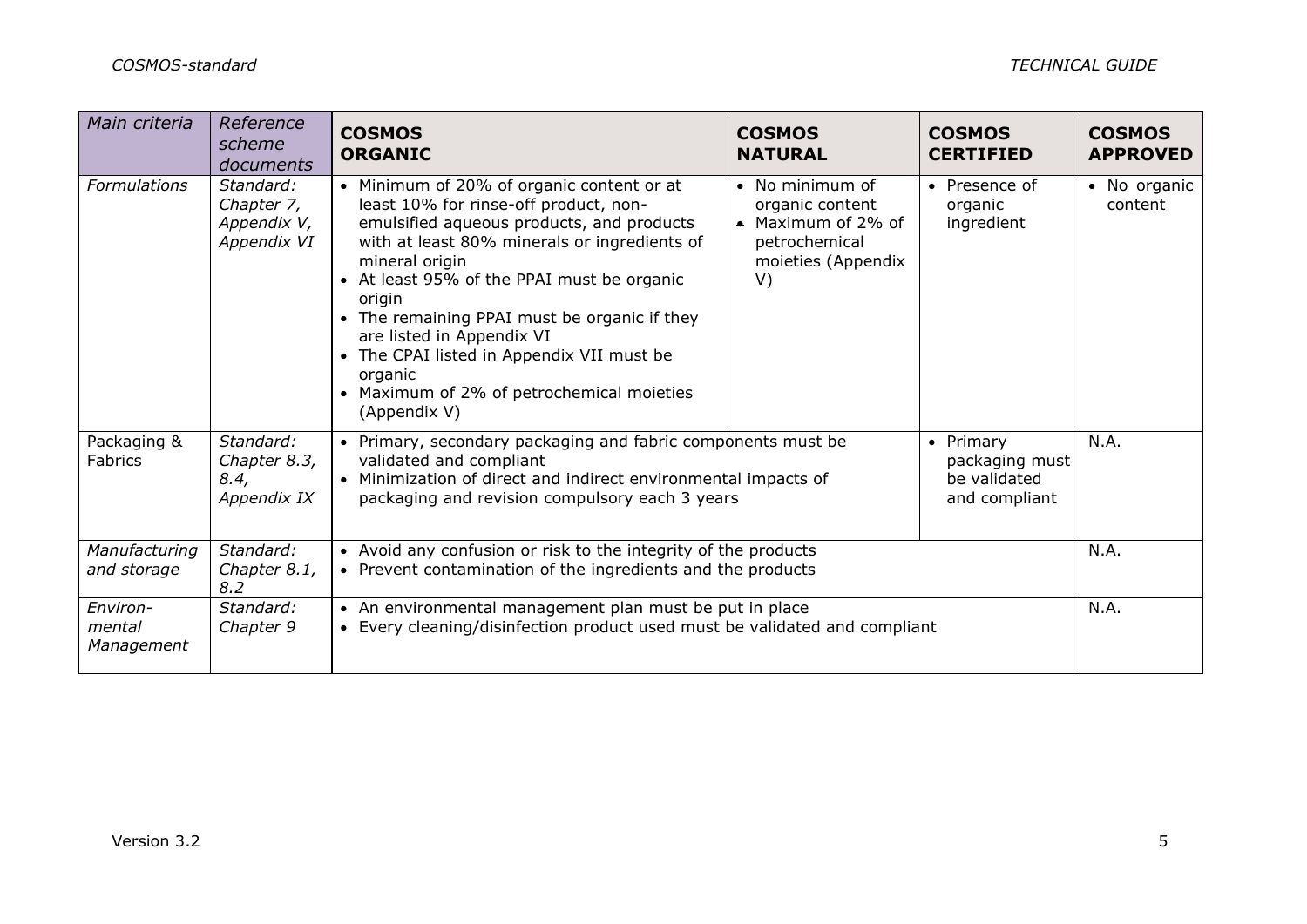| *Main criteria* | *Reference scheme documents* | **COSMOS ORGANIC** | **COSMOS NATURAL** | **COSMOS CERTIFIED** | **COSMOS APPROVED** |
|---|---|---|---|---|---|
| *Formulations* | *Standard: Chapter 7, Appendix V, Appendix VI* | • Minimum of 20% of organic content or at least 10% for rinse-off product, non-emulsified aqueous products, and products with at least 80% minerals or ingredients of mineral origin<br>• At least 95% of the PPAI must be organic origin<br>• The remaining PPAI must be organic if they are listed in Appendix VI<br>• The CPAI listed in Appendix VII must be organic<br>• Maximum of 2% of petrochemical moieties (Appendix V) | • No minimum of organic content<br>• Maximum of 2% of petrochemical moieties (Appendix V) | • Presence of organic ingredient | • No organic content |
| Packaging & Fabrics | *Standard: Chapter 8.3, 8.4, Appendix IX* | • Primary, secondary packaging and fabric components must be validated and compliant<br>• Minimization of direct and indirect environmental impacts of packaging and revision compulsory each 3 years | | • Primary packaging must be validated and compliant | N.A. |
| *Manufacturing and storage* | *Standard: Chapter 8.1, 8.2* | • Avoid any confusion or risk to the integrity of the products<br>• Prevent contamination of the ingredients and the products | | | N.A. |
| *Environ-mental Management* | *Standard: Chapter 9* | • An environmental management plan must be put in place<br>• Every cleaning/disinfection product used must be validated and compliant | | | N.A. |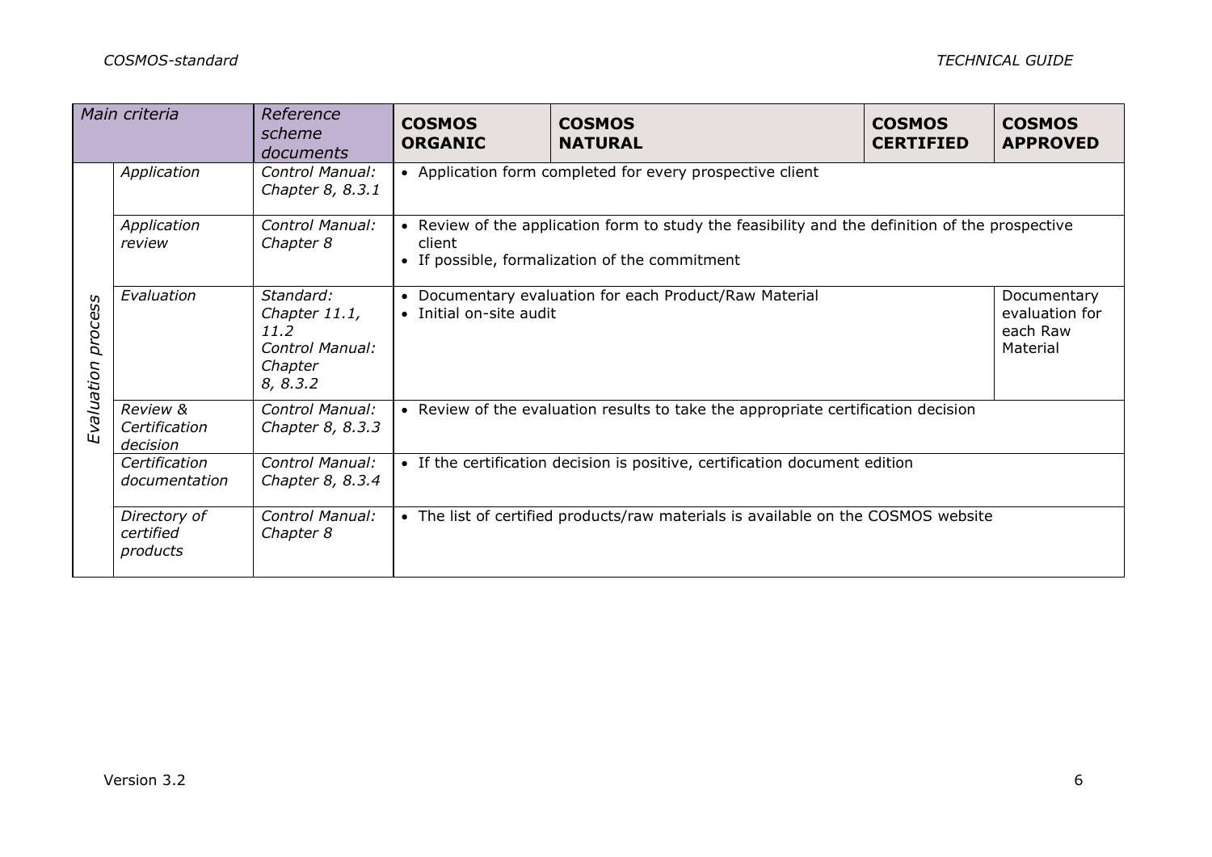| Main criteria | | Reference scheme documents | COSMOS ORGANIC | COSMOS NATURAL | COSMOS CERTIFIED | COSMOS APPROVED |
|---|---|---|---|---|---|---|
| *Evaluation process* | *Application* | *Control Manual: Chapter 8, 8.3.1* | • Application form completed for every prospective client | | | |
| | *Application review* | *Control Manual: Chapter 8* | • Review of the application form to study the feasibility and the definition of the prospective client<br>• If possible, formalization of the commitment | | | |
| | *Evaluation* | *Standard: Chapter 11.1, 11.2<br>Control Manual: Chapter 8, 8.3.2* | • Documentary evaluation for each Product/Raw Material<br>• Initial on-site audit | | | Documentary evaluation for each Raw Material |
| | *Review & Certification decision* | *Control Manual: Chapter 8, 8.3.3* | • Review of the evaluation results to take the appropriate certification decision | | | |
| | *Certification documentation* | *Control Manual: Chapter 8, 8.3.4* | • If the certification decision is positive, certification document edition | | | |
| | *Directory of certified products* | *Control Manual: Chapter 8* | • The list of certified products/raw materials is available on the COSMOS website | | | |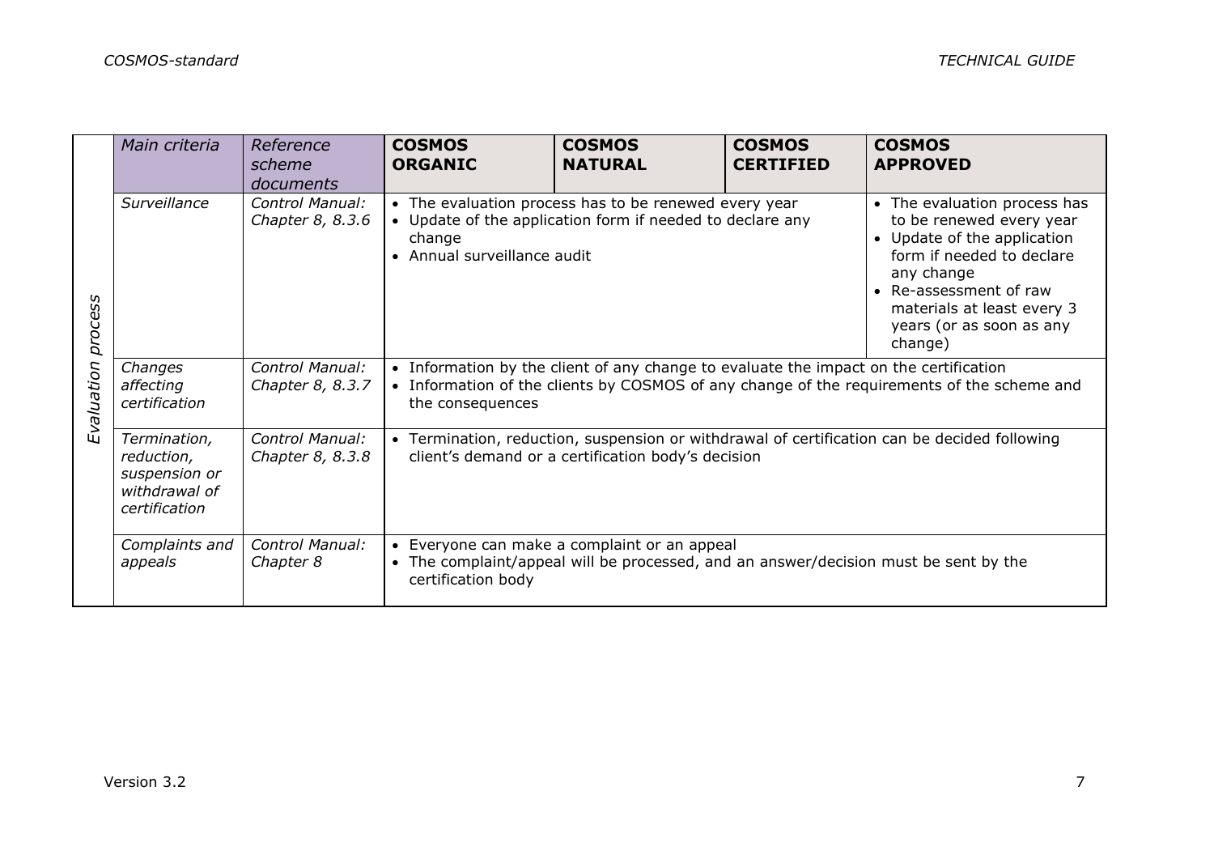| | Main criteria | Reference scheme documents | COSMOS ORGANIC | COSMOS NATURAL | COSMOS CERTIFIED | COSMOS APPROVED |
|---|---|---|---|---|---|---|
| *Evaluation process* | *Surveillance* | *Control Manual: Chapter 8, 8.3.6* | • The evaluation process has to be renewed every year<br>• Update of the application form if needed to declare any change<br>• Annual surveillance audit | | | • The evaluation process has to be renewed every year<br>• Update of the application form if needed to declare any change<br>• Re-assessment of raw materials at least every 3 years (or as soon as any change) |
| | *Changes affecting certification* | *Control Manual: Chapter 8, 8.3.7* | • Information by the client of any change to evaluate the impact on the certification<br>• Information of the clients by COSMOS of any change of the requirements of the scheme and the consequences | | | |
| | *Termination, reduction, suspension or withdrawal of certification* | *Control Manual: Chapter 8, 8.3.8* | • Termination, reduction, suspension or withdrawal of certification can be decided following client's demand or a certification body's decision | | | |
| | *Complaints and appeals* | *Control Manual: Chapter 8* | • Everyone can make a complaint or an appeal<br>• The complaint/appeal will be processed, and an answer/decision must be sent by the certification body | | | |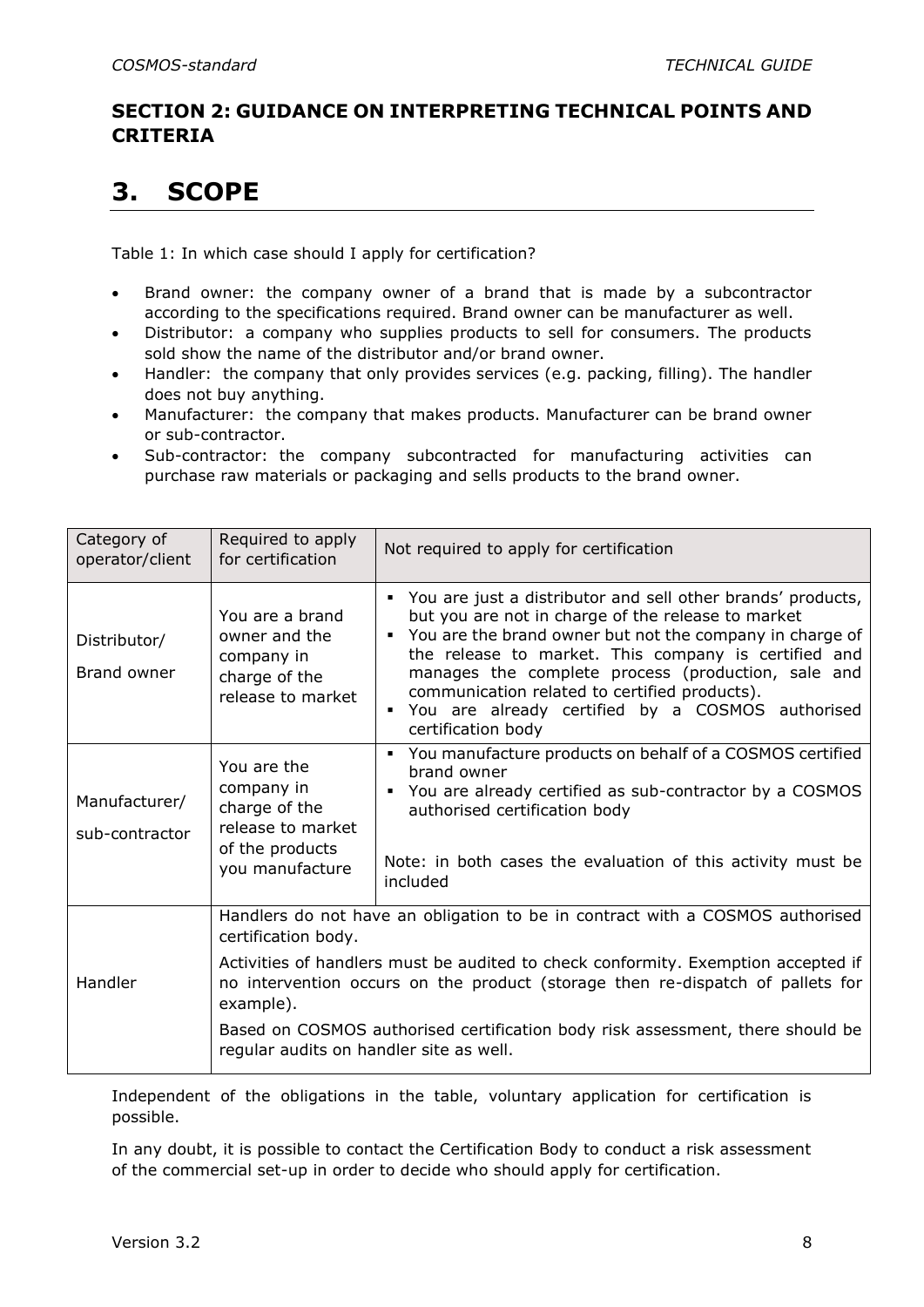## SECTION 2: GUIDANCE ON INTERPRETING TECHNICAL POINTS AND CRITERIA

# 3. SCOPE

Table 1: In which case should I apply for certification?

- Brand owner: the company owner of a brand that is made by a subcontractor according to the specifications required. Brand owner can be manufacturer as well.
- Distributor: a company who supplies products to sell for consumers. The products sold show the name of the distributor and/or brand owner.
- Handler: the company that only provides services (e.g. packing, filling). The handler does not buy anything.
- Manufacturer: the company that makes products. Manufacturer can be brand owner or sub-contractor.
- Sub-contractor: the company subcontracted for manufacturing activities can purchase raw materials or packaging and sells products to the brand owner.

| Category of operator/client | Required to apply for certification | Not required to apply for certification |
|---|---|---|
| Distributor/ Brand owner | You are a brand owner and the company in charge of the release to market | ▪ You are just a distributor and sell other brands' products, but you are not in charge of the release to market<br>▪ You are the brand owner but not the company in charge of the release to market. This company is certified and manages the complete process (production, sale and communication related to certified products).<br>▪ You are already certified by a COSMOS authorised certification body |
| Manufacturer/ sub-contractor | You are the company in charge of the release to market of the products you manufacture | ▪ You manufacture products on behalf of a COSMOS certified brand owner<br>▪ You are already certified as sub-contractor by a COSMOS authorised certification body<br><br>Note: in both cases the evaluation of this activity must be included |
| Handler | Handlers do not have an obligation to be in contract with a COSMOS authorised certification body.<br><br>Activities of handlers must be audited to check conformity. Exemption accepted if no intervention occurs on the product (storage then re-dispatch of pallets for example).<br><br>Based on COSMOS authorised certification body risk assessment, there should be regular audits on handler site as well. | |

Independent of the obligations in the table, voluntary application for certification is possible.

In any doubt, it is possible to contact the Certification Body to conduct a risk assessment of the commercial set-up in order to decide who should apply for certification.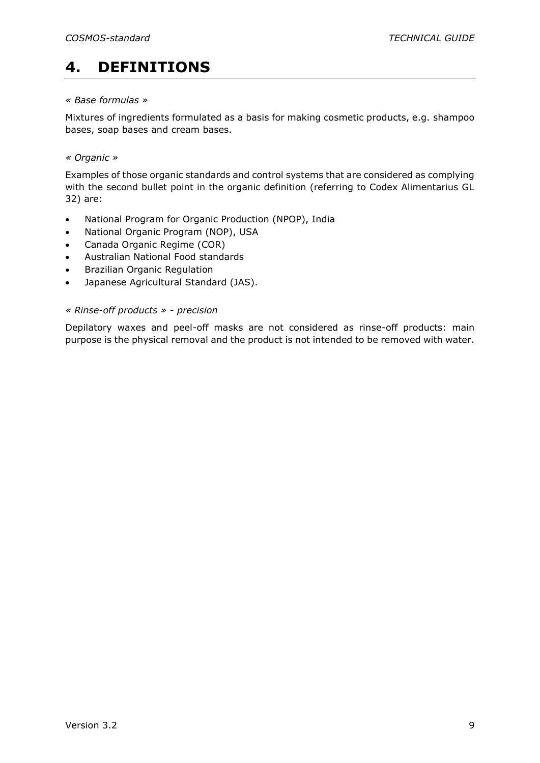# 4. DEFINITIONS

*« Base formulas »*

Mixtures of ingredients formulated as a basis for making cosmetic products, e.g. shampoo bases, soap bases and cream bases.

*« Organic »*

Examples of those organic standards and control systems that are considered as complying with the second bullet point in the organic definition (referring to Codex Alimentarius GL 32) are:

- National Program for Organic Production (NPOP), India
- National Organic Program (NOP), USA
- Canada Organic Regime (COR)
- Australian National Food standards
- Brazilian Organic Regulation
- Japanese Agricultural Standard (JAS).

*« Rinse-off products » - precision*

Depilatory waxes and peel-off masks are not considered as rinse-off products: main purpose is the physical removal and the product is not intended to be removed with water.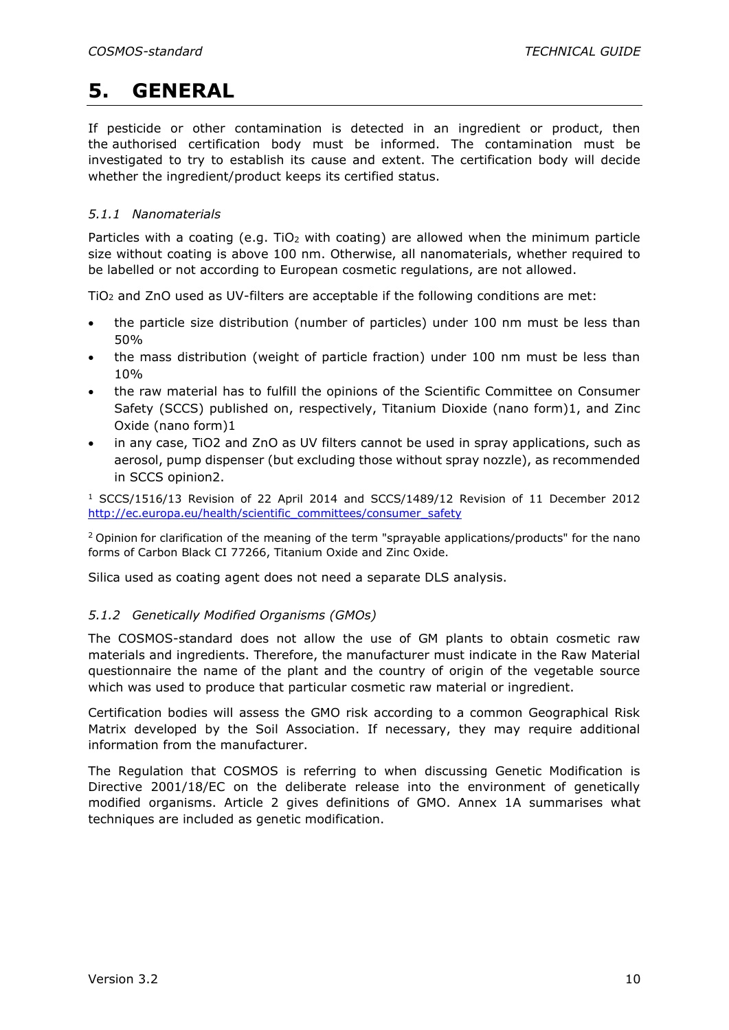# 5. GENERAL

If pesticide or other contamination is detected in an ingredient or product, then the authorised certification body must be informed. The contamination must be investigated to try to establish its cause and extent. The certification body will decide whether the ingredient/product keeps its certified status.

### *5.1.1 Nanomaterials*

Particles with a coating (e.g. $TiO_2$ with coating) are allowed when the minimum particle size without coating is above 100 nm. Otherwise, all nanomaterials, whether required to be labelled or not according to European cosmetic regulations, are not allowed.

$TiO_2$ and ZnO used as UV-filters are acceptable if the following conditions are met:

- the particle size distribution (number of particles) under 100 nm must be less than 50%
- the mass distribution (weight of particle fraction) under 100 nm must be less than 10%
- the raw material has to fulfill the opinions of the Scientific Committee on Consumer Safety (SCCS) published on, respectively, Titanium Dioxide (nano form)1, and Zinc Oxide (nano form)1
- in any case, TiO2 and ZnO as UV filters cannot be used in spray applications, such as aerosol, pump dispenser (but excluding those without spray nozzle), as recommended in SCCS opinion2.

[1] SCCS/1516/13 Revision of 22 April 2014 and SCCS/1489/12 Revision of 11 December 2012 http://ec.europa.eu/health/scientific_committees/consumer_safety

[2] Opinion for clarification of the meaning of the term "sprayable applications/products" for the nano forms of Carbon Black CI 77266, Titanium Oxide and Zinc Oxide.

Silica used as coating agent does not need a separate DLS analysis.

### *5.1.2 Genetically Modified Organisms (GMOs)*

The COSMOS-standard does not allow the use of GM plants to obtain cosmetic raw materials and ingredients. Therefore, the manufacturer must indicate in the Raw Material questionnaire the name of the plant and the country of origin of the vegetable source which was used to produce that particular cosmetic raw material or ingredient.

Certification bodies will assess the GMO risk according to a common Geographical Risk Matrix developed by the Soil Association. If necessary, they may require additional information from the manufacturer.

The Regulation that COSMOS is referring to when discussing Genetic Modification is Directive 2001/18/EC on the deliberate release into the environment of genetically modified organisms. Article 2 gives definitions of GMO. Annex 1A summarises what techniques are included as genetic modification.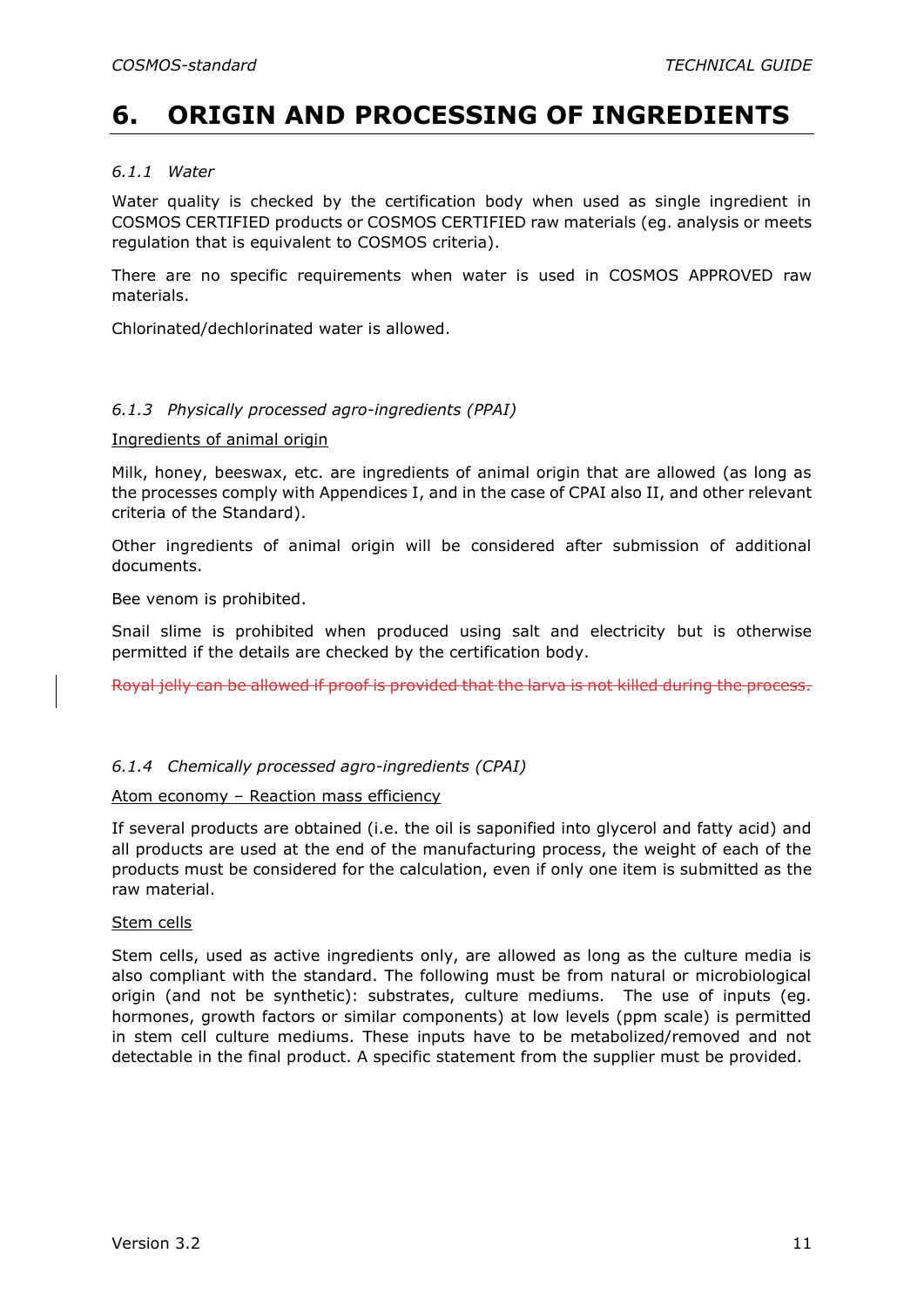# 6. ORIGIN AND PROCESSING OF INGREDIENTS

*6.1.1 Water*

Water quality is checked by the certification body when used as single ingredient in COSMOS CERTIFIED products or COSMOS CERTIFIED raw materials (eg. analysis or meets regulation that is equivalent to COSMOS criteria).

There are no specific requirements when water is used in COSMOS APPROVED raw materials.

Chlorinated/dechlorinated water is allowed.

*6.1.3 Physically processed agro-ingredients (PPAI)*

Ingredients of animal origin

Milk, honey, beeswax, etc. are ingredients of animal origin that are allowed (as long as the processes comply with Appendices I, and in the case of CPAI also II, and other relevant criteria of the Standard).

Other ingredients of animal origin will be considered after submission of additional documents.

Bee venom is prohibited.

Snail slime is prohibited when produced using salt and electricity but is otherwise permitted if the details are checked by the certification body.

~~Royal jelly can be allowed if proof is provided that the larva is not killed during the process.~~

*6.1.4 Chemically processed agro-ingredients (CPAI)*

Atom economy – Reaction mass efficiency

If several products are obtained (i.e. the oil is saponified into glycerol and fatty acid) and all products are used at the end of the manufacturing process, the weight of each of the products must be considered for the calculation, even if only one item is submitted as the raw material.

Stem cells

Stem cells, used as active ingredients only, are allowed as long as the culture media is also compliant with the standard. The following must be from natural or microbiological origin (and not be synthetic): substrates, culture mediums. The use of inputs (eg. hormones, growth factors or similar components) at low levels (ppm scale) is permitted in stem cell culture mediums. These inputs have to be metabolized/removed and not detectable in the final product. A specific statement from the supplier must be provided.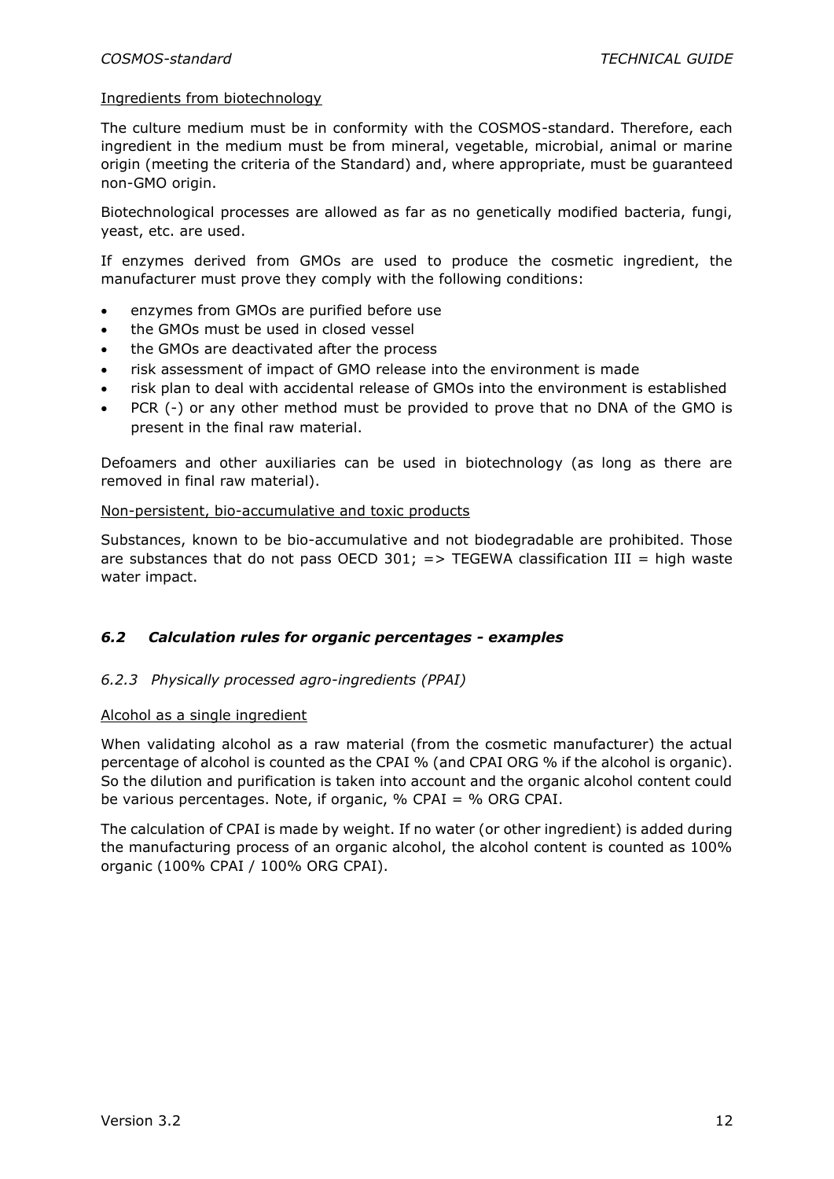Ingredients from biotechnology

The culture medium must be in conformity with the COSMOS-standard. Therefore, each ingredient in the medium must be from mineral, vegetable, microbial, animal or marine origin (meeting the criteria of the Standard) and, where appropriate, must be guaranteed non-GMO origin.

Biotechnological processes are allowed as far as no genetically modified bacteria, fungi, yeast, etc. are used.

If enzymes derived from GMOs are used to produce the cosmetic ingredient, the manufacturer must prove they comply with the following conditions:

- enzymes from GMOs are purified before use
- the GMOs must be used in closed vessel
- the GMOs are deactivated after the process
- risk assessment of impact of GMO release into the environment is made
- risk plan to deal with accidental release of GMOs into the environment is established
- PCR (-) or any other method must be provided to prove that no DNA of the GMO is present in the final raw material.

Defoamers and other auxiliaries can be used in biotechnology (as long as there are removed in final raw material).

Non-persistent, bio-accumulative and toxic products

Substances, known to be bio-accumulative and not biodegradable are prohibited. Those are substances that do not pass OECD 301; => TEGEWA classification III = high waste water impact.

## *6.2 Calculation rules for organic percentages - examples*

### *6.2.3 Physically processed agro-ingredients (PPAI)*

Alcohol as a single ingredient

When validating alcohol as a raw material (from the cosmetic manufacturer) the actual percentage of alcohol is counted as the CPAI % (and CPAI ORG % if the alcohol is organic). So the dilution and purification is taken into account and the organic alcohol content could be various percentages. Note, if organic, % CPAI = % ORG CPAI.

The calculation of CPAI is made by weight. If no water (or other ingredient) is added during the manufacturing process of an organic alcohol, the alcohol content is counted as 100% organic (100% CPAI / 100% ORG CPAI).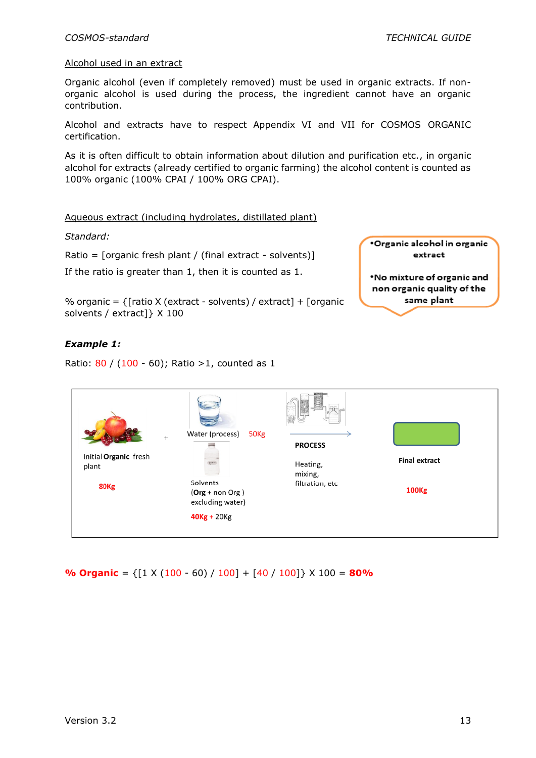<u>Alcohol used in an extract</u>

Organic alcohol (even if completely removed) must be used in organic extracts. If non-organic alcohol is used during the process, the ingredient cannot have an organic contribution.

Alcohol and extracts have to respect Appendix VI and VII for COSMOS ORGANIC certification.

As it is often difficult to obtain information about dilution and purification etc., in organic alcohol for extracts (already certified to organic farming) the alcohol content is counted as 100% organic (100% CPAI / 100% ORG CPAI).

<u>Aqueous extract (including hydrolates, distillated plant)</u>

*Standard:*

Ratio = [organic fresh plant / (final extract - solvents)]

If the ratio is greater than 1, then it is counted as 1.

% organic = {[ratio X (extract - solvents) / extract] + [organic solvents / extract]} X 100

- **Organic alcohol in organic extract**
- **No mixture of organic and non organic quality of the same plant**

***Example 1:***

Ratio: 80 / (100 - 60); Ratio >1, counted as 1

Initial **Organic** fresh plant 80Kg + Water (process) 50Kg; Solvents (**Org** + non Org) excluding water) 40Kg + 20Kg → **PROCESS** Heating, mixing, filtration, etc → **Final extract** 100Kg

**% Organic** = {[1 X (100 - 60) / 100] + [40 / 100]} X 100 = **80%**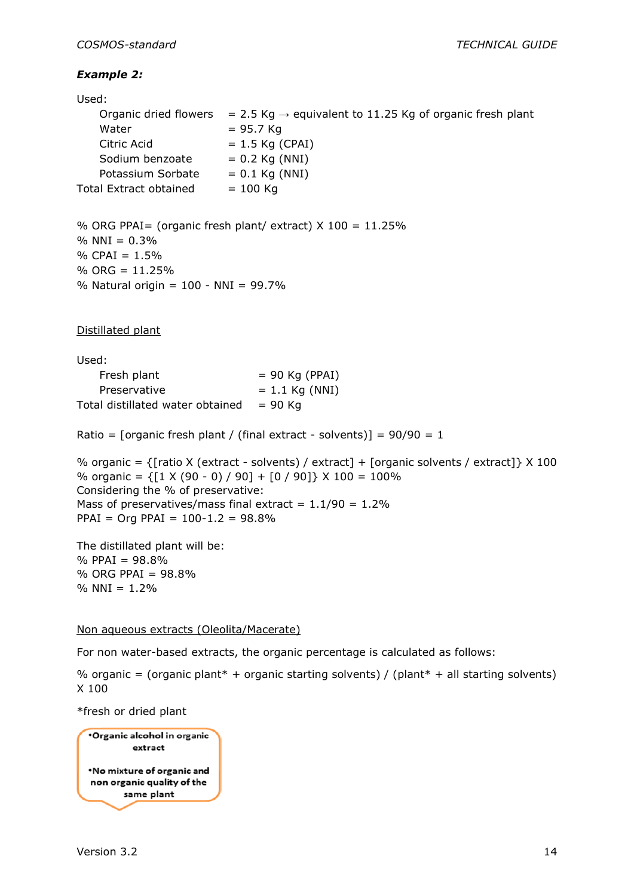***Example 2:***

Used:

| | |
|---|---|
| Organic dried flowers | = 2.5 Kg → equivalent to 11.25 Kg of organic fresh plant |
| Water | = 95.7 Kg |
| Citric Acid | = 1.5 Kg (CPAI) |
| Sodium benzoate | = 0.2 Kg (NNI) |
| Potassium Sorbate | = 0.1 Kg (NNI) |
| Total Extract obtained | = 100 Kg |

% ORG PPAI= (organic fresh plant/ extract) X 100 = 11.25%
% NNI = 0.3%
% CPAI = 1.5%
% ORG = 11.25%
% Natural origin = 100 - NNI = 99.7%

<u>Distillated plant</u>

Used:

| | |
|---|---|
| Fresh plant | = 90 Kg (PPAI) |
| Preservative | = 1.1 Kg (NNI) |
| Total distillated water obtained | = 90 Kg |

Ratio = [organic fresh plant / (final extract - solvents)] = 90/90 = 1

% organic = {[ratio X (extract - solvents) / extract] + [organic solvents / extract]} X 100
% organic = {[1 X (90 - 0) / 90] + [0 / 90]} X 100 = 100%
Considering the % of preservative:
Mass of preservatives/mass final extract = 1.1/90 = 1.2%
PPAI = Org PPAI = 100-1.2 = 98.8%

The distillated plant will be:
% PPAI = 98.8%
% ORG PPAI = 98.8%
% NNI = 1.2%

<u>Non aqueous extracts (Oleolita/Macerate)</u>

For non water-based extracts, the organic percentage is calculated as follows:

% organic = (organic plant* + organic starting solvents) / (plant* + all starting solvents) X 100

*fresh or dried plant

- **Organic alcohol in organic extract**
- **No mixture of organic and non organic quality of the same plant**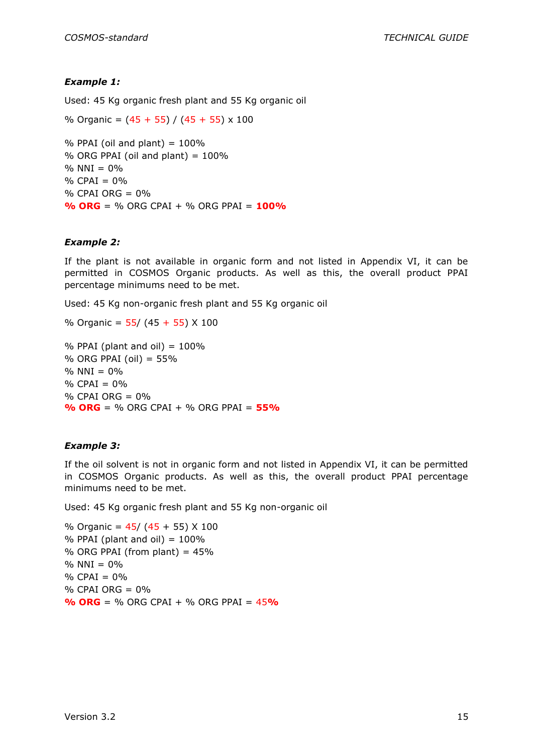***Example 1:***

Used: 45 Kg organic fresh plant and 55 Kg organic oil

% Organic = (45 + 55) / (45 + 55) x 100

% PPAI (oil and plant) = 100%
% ORG PPAI (oil and plant) = 100%
% NNI = 0%
% CPAI = 0%
% CPAI ORG = 0%
**% ORG** = % ORG CPAI + % ORG PPAI = **100%**

***Example 2:***

If the plant is not available in organic form and not listed in Appendix VI, it can be permitted in COSMOS Organic products. As well as this, the overall product PPAI percentage minimums need to be met.

Used: 45 Kg non-organic fresh plant and 55 Kg organic oil

% Organic = 55/ (45 + 55) X 100

% PPAI (plant and oil) = 100%
% ORG PPAI (oil) = 55%
% NNI = 0%
% CPAI = 0%
% CPAI ORG = 0%
**% ORG** = % ORG CPAI + % ORG PPAI = **55%**

***Example 3:***

If the oil solvent is not in organic form and not listed in Appendix VI, it can be permitted in COSMOS Organic products. As well as this, the overall product PPAI percentage minimums need to be met.

Used: 45 Kg organic fresh plant and 55 Kg non-organic oil

% Organic = 45/ (45 + 55) X 100
% PPAI (plant and oil) = 100%
% ORG PPAI (from plant) = 45%
% NNI = 0%
% CPAI = 0%
% CPAI ORG = 0%
**% ORG** = % ORG CPAI + % ORG PPAI = 45**%**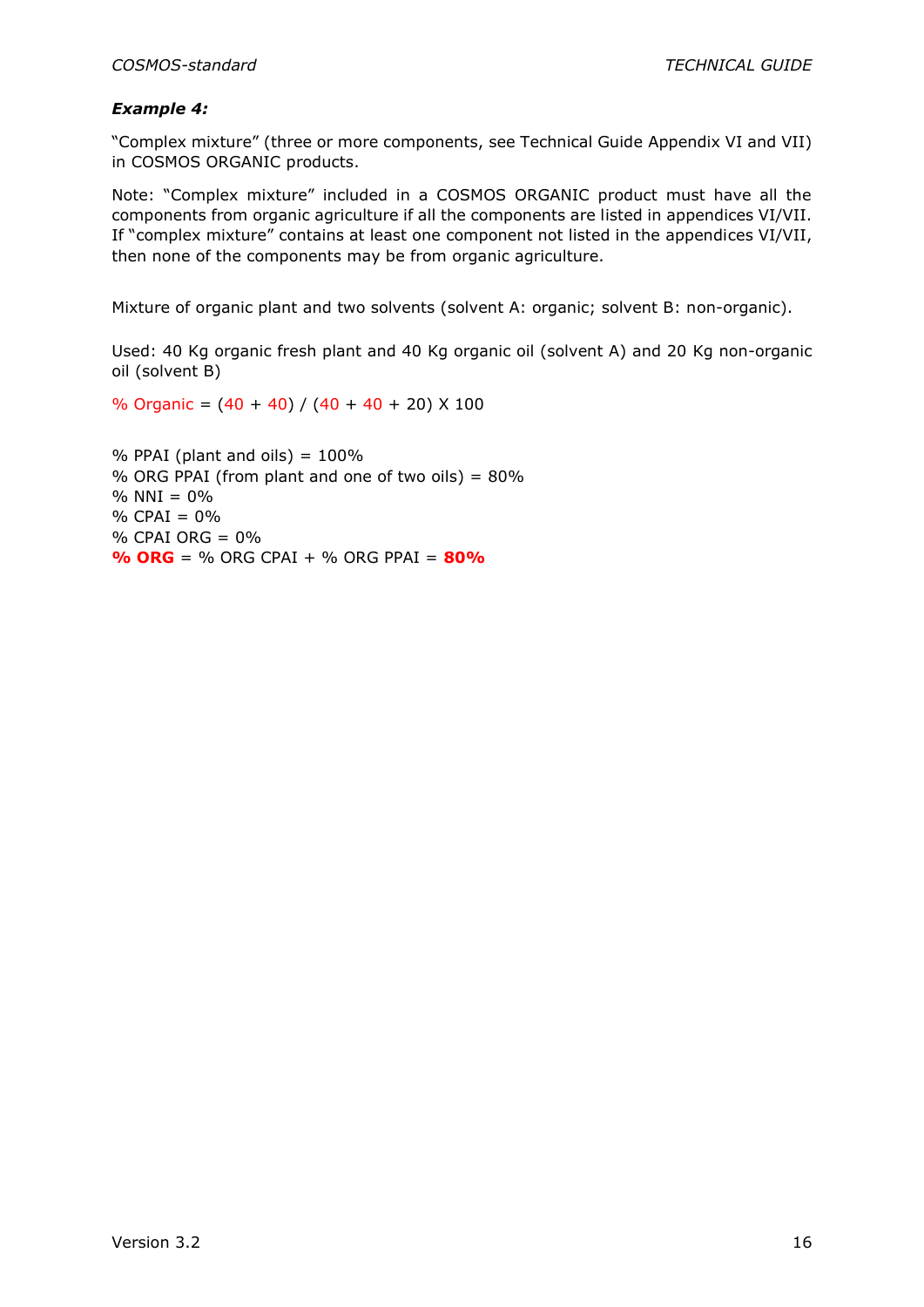***Example 4:***

"Complex mixture" (three or more components, see Technical Guide Appendix VI and VII) in COSMOS ORGANIC products.

Note: "Complex mixture" included in a COSMOS ORGANIC product must have all the components from organic agriculture if all the components are listed in appendices VI/VII. If "complex mixture" contains at least one component not listed in the appendices VI/VII, then none of the components may be from organic agriculture.

Mixture of organic plant and two solvents (solvent A: organic; solvent B: non-organic).

Used: 40 Kg organic fresh plant and 40 Kg organic oil (solvent A) and 20 Kg non-organic oil (solvent B)

% Organic = (40 + 40) / (40 + 40 + 20) X 100

% PPAI (plant and oils) = 100%
% ORG PPAI (from plant and one of two oils) = 80%
% NNI = 0%
% CPAI = 0%
% CPAI ORG = 0%
**% ORG** = % ORG CPAI + % ORG PPAI = **80%**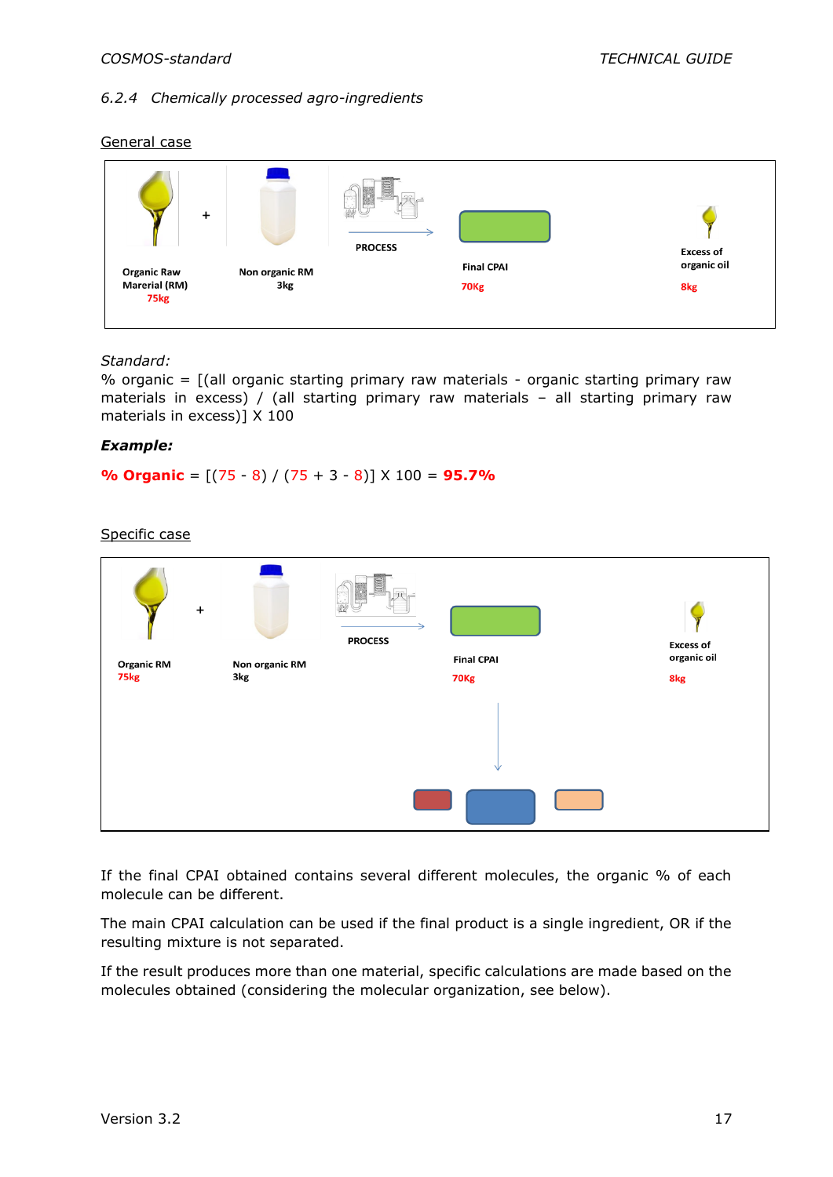### 6.2.4 *Chemically processed agro-ingredients*

General case

Organic Raw Marerial (RM) 75kg + Non organic RM 3kg → PROCESS → Final CPAI 70Kg; Excess of organic oil 8kg

*Standard:*

% organic = [(all organic starting primary raw materials - organic starting primary raw materials in excess) / (all starting primary raw materials – all starting primary raw materials in excess)] X 100

***Example:***

**% Organic** = [(75 - 8) / (75 + 3 - 8)] X 100 = **95.7%**

Specific case

Organic RM 75kg + Non organic RM 3kg → PROCESS → Final CPAI 70Kg; Excess of organic oil 8kg

If the final CPAI obtained contains several different molecules, the organic % of each molecule can be different.

The main CPAI calculation can be used if the final product is a single ingredient, OR if the resulting mixture is not separated.

If the result produces more than one material, specific calculations are made based on the molecules obtained (considering the molecular organization, see below).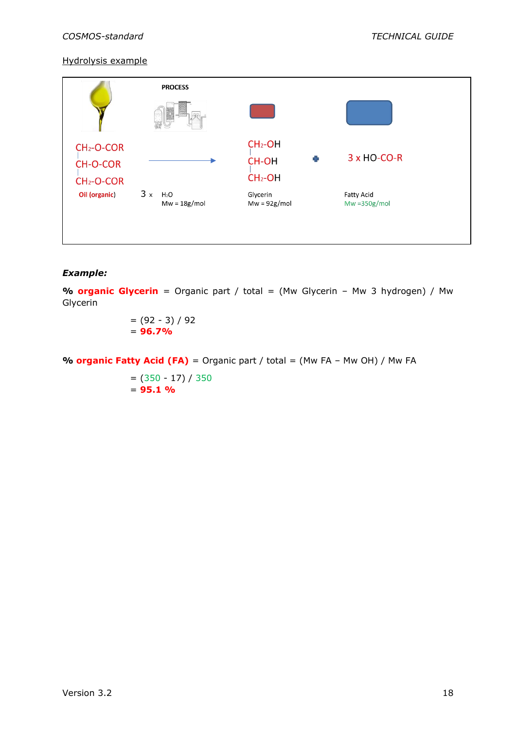Hydrolysis example

PROCESS

| $CH_2$-O-COR<br>CH-O-COR<br>$CH_2$-O-COR | | $CH_2$-OH<br>CH-OH<br>$CH_2$-OH | + | 3 x HO-CO-R |
|---|---|---|---|---|
| Oil (organic) | 3 x $H_2O$<br>Mw = 18g/mol | Glycerin<br>Mw = 92g/mol | | Fatty Acid<br>Mw =350g/mol |

***Example:***

**% organic Glycerin** = Organic part / total = (Mw Glycerin – Mw 3 hydrogen) / Mw Glycerin

= (92 - 3) / 92
= **96.7%**

**% organic Fatty Acid (FA)** = Organic part / total = (Mw FA – Mw OH) / Mw FA

= (350 - 17) / 350
= **95.1 %**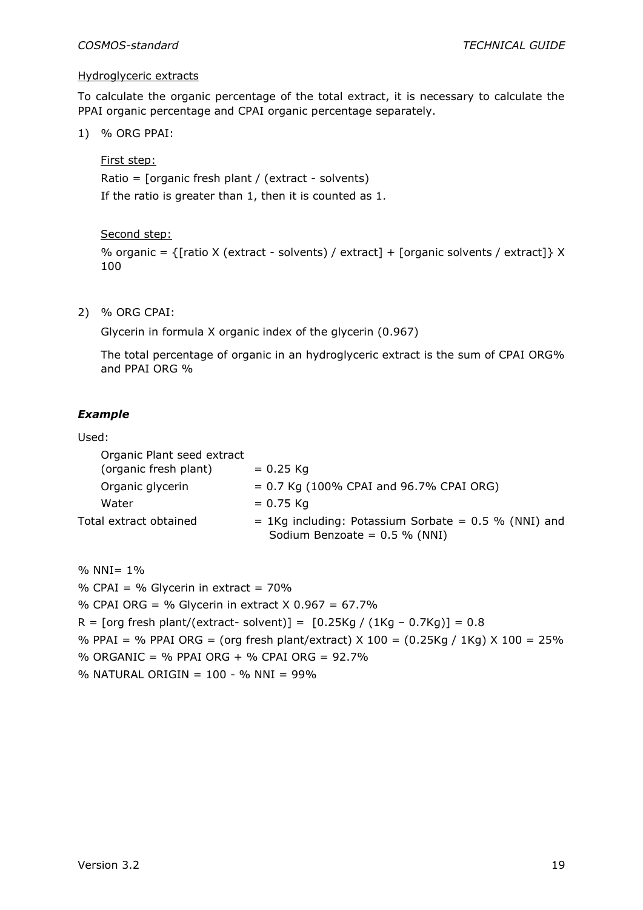Hydroglyceric extracts

To calculate the organic percentage of the total extract, it is necessary to calculate the PPAI organic percentage and CPAI organic percentage separately.

1) % ORG PPAI:

   First step:

   Ratio = [organic fresh plant / (extract - solvents)

   If the ratio is greater than 1, then it is counted as 1.

   Second step:

   % organic = {[ratio X (extract - solvents) / extract] + [organic solvents / extract]} X 100

2) % ORG CPAI:

   Glycerin in formula X organic index of the glycerin (0.967)

   The total percentage of organic in an hydroglyceric extract is the sum of CPAI ORG% and PPAI ORG %

***Example***

Used:

| | |
|---|---|
| Organic Plant seed extract (organic fresh plant) | = 0.25 Kg |
| Organic glycerin | = 0.7 Kg (100% CPAI and 96.7% CPAI ORG) |
| Water | = 0.75 Kg |
| Total extract obtained | = 1Kg including: Potassium Sorbate = 0.5 % (NNI) and Sodium Benzoate = 0.5 % (NNI) |

% NNI= 1%

% CPAI = % Glycerin in extract = 70%

% CPAI ORG = % Glycerin in extract X 0.967 = 67.7%

R = [org fresh plant/(extract- solvent)] = [0.25Kg / (1Kg – 0.7Kg)] = 0.8

% PPAI = % PPAI ORG = (org fresh plant/extract) X 100 = (0.25Kg / 1Kg) X 100 = 25%

% ORGANIC = % PPAI ORG + % CPAI ORG = 92.7%

% NATURAL ORIGIN = 100 - % NNI = 99%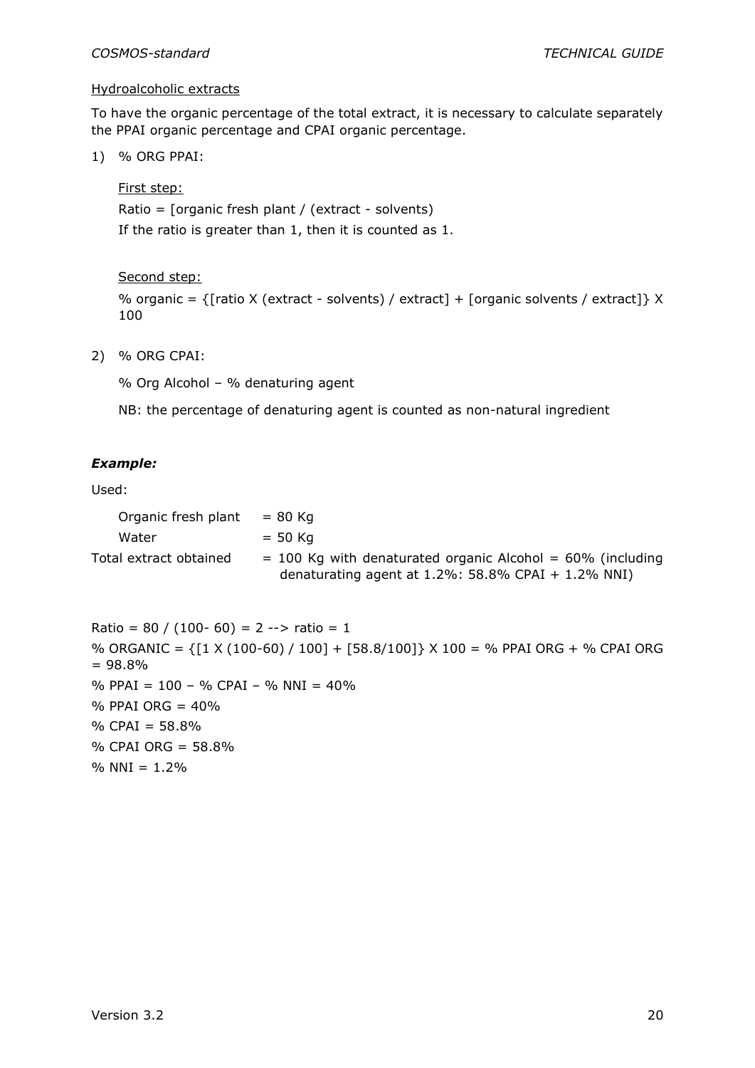Hydroalcoholic extracts

To have the organic percentage of the total extract, it is necessary to calculate separately the PPAI organic percentage and CPAI organic percentage.

1) % ORG PPAI:

   First step:

   Ratio = [organic fresh plant / (extract - solvents)

   If the ratio is greater than 1, then it is counted as 1.

   Second step:

   % organic = {[ratio X (extract - solvents) / extract] + [organic solvents / extract]} X 100

2) % ORG CPAI:

   % Org Alcohol – % denaturing agent

   NB: the percentage of denaturing agent is counted as non-natural ingredient

***Example:***

Used:

| | |
|---|---|
| Organic fresh plant | = 80 Kg |
| Water | = 50 Kg |
| Total extract obtained | = 100 Kg with denaturated organic Alcohol = 60% (including denaturating agent at 1.2%: 58.8% CPAI + 1.2% NNI) |

Ratio = 80 / (100- 60) = 2 --> ratio = 1

% ORGANIC = {[1 X (100-60) / 100] + [58.8/100]} X 100 = % PPAI ORG + % CPAI ORG = 98.8%

% PPAI = 100 – % CPAI – % NNI = 40%

% PPAI ORG = 40%

% CPAI = 58.8%

% CPAI ORG = 58.8%

% NNI = 1.2%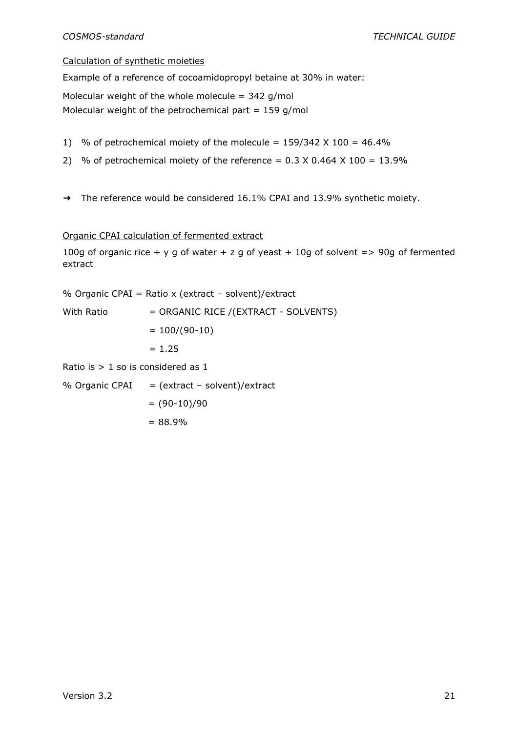Calculation of synthetic moieties

Example of a reference of cocoamidopropyl betaine at 30% in water:

Molecular weight of the whole molecule = 342 g/mol
Molecular weight of the petrochemical part = 159 g/mol

1) % of petrochemical moiety of the molecule = 159/342 X 100 = 46.4%
2) % of petrochemical moiety of the reference = 0.3 X 0.464 X 100 = 13.9%

➔ The reference would be considered 16.1% CPAI and 13.9% synthetic moiety.

Organic CPAI calculation of fermented extract

100g of organic rice + y g of water + z g of yeast + 10g of solvent => 90g of fermented extract

% Organic CPAI = Ratio x (extract – solvent)/extract

With Ratio = ORGANIC RICE /(EXTRACT - SOLVENTS)

= 100/(90-10)

= 1.25

Ratio is > 1 so is considered as 1

% Organic CPAI = (extract – solvent)/extract

= (90-10)/90

= 88.9%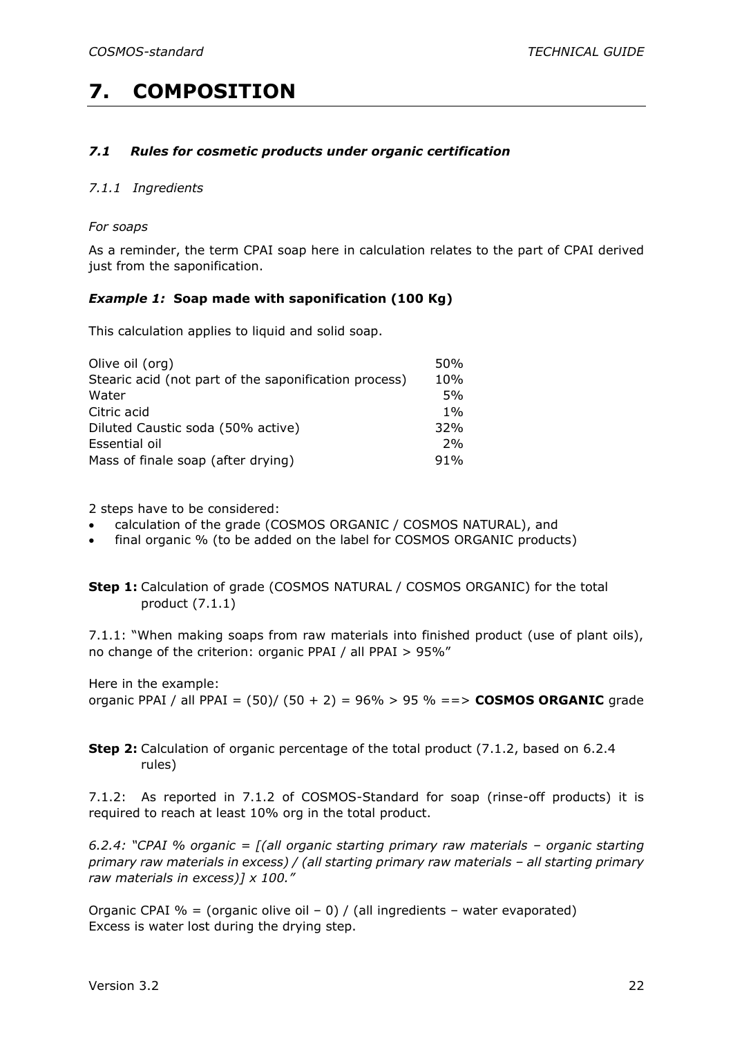# 7. COMPOSITION

### *7.1 Rules for cosmetic products under organic certification*

#### *7.1.1 Ingredients*

*For soaps*

As a reminder, the term CPAI soap here in calculation relates to the part of CPAI derived just from the saponification.

#### ***Example 1:*** **Soap made with saponification (100 Kg)**

This calculation applies to liquid and solid soap.

| | |
|---|---|
| Olive oil (org) | 50% |
| Stearic acid (not part of the saponification process) | 10% |
| Water | 5% |
| Citric acid | 1% |
| Diluted Caustic soda (50% active) | 32% |
| Essential oil | 2% |
| Mass of finale soap (after drying) | 91% |

2 steps have to be considered:

- calculation of the grade (COSMOS ORGANIC / COSMOS NATURAL), and
- final organic % (to be added on the label for COSMOS ORGANIC products)

**Step 1:** Calculation of grade (COSMOS NATURAL / COSMOS ORGANIC) for the total product (7.1.1)

7.1.1: "When making soaps from raw materials into finished product (use of plant oils), no change of the criterion: organic PPAI / all PPAI > 95%"

Here in the example:
organic PPAI / all PPAI = (50)/ (50 + 2) = 96% > 95 % ==> **COSMOS ORGANIC** grade

**Step 2:** Calculation of organic percentage of the total product (7.1.2, based on 6.2.4 rules)

7.1.2: As reported in 7.1.2 of COSMOS-Standard for soap (rinse-off products) it is required to reach at least 10% org in the total product.

*6.2.4: "CPAI % organic = [(all organic starting primary raw materials – organic starting primary raw materials in excess) / (all starting primary raw materials – all starting primary raw materials in excess)] x 100."*

Organic CPAI % = (organic olive oil – 0) / (all ingredients – water evaporated)
Excess is water lost during the drying step.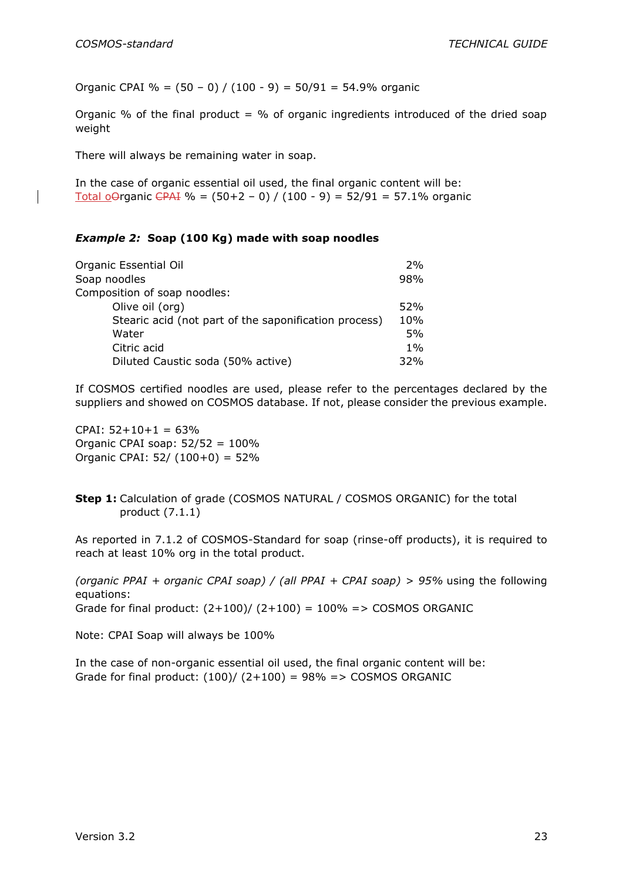Organic CPAI % = (50 – 0) / (100 - 9) = 50/91 = 54.9% organic

Organic % of the final product = % of organic ingredients introduced of the dried soap weight

There will always be remaining water in soap.

In the case of organic essential oil used, the final organic content will be:
Total oOrganic CPAI % = (50+2 – 0) / (100 - 9) = 52/91 = 57.1% organic

#### *Example 2:* Soap (100 Kg) made with soap noodles

| | |
|---|---|
| Organic Essential Oil | 2% |
| Soap noodles | 98% |
| Composition of soap noodles: | |
| Olive oil (org) | 52% |
| Stearic acid (not part of the saponification process) | 10% |
| Water | 5% |
| Citric acid | 1% |
| Diluted Caustic soda (50% active) | 32% |

If COSMOS certified noodles are used, please refer to the percentages declared by the suppliers and showed on COSMOS database. If not, please consider the previous example.

CPAI: 52+10+1 = 63%
Organic CPAI soap: 52/52 = 100%
Organic CPAI: 52/ (100+0) = 52%

**Step 1:** Calculation of grade (COSMOS NATURAL / COSMOS ORGANIC) for the total product (7.1.1)

As reported in 7.1.2 of COSMOS-Standard for soap (rinse-off products), it is required to reach at least 10% org in the total product.

*(organic PPAI + organic CPAI soap) / (all PPAI + CPAI soap) > 95%* using the following equations:
Grade for final product: (2+100)/ (2+100) = 100% => COSMOS ORGANIC

Note: CPAI Soap will always be 100%

In the case of non-organic essential oil used, the final organic content will be:
Grade for final product: (100)/ (2+100) = 98% => COSMOS ORGANIC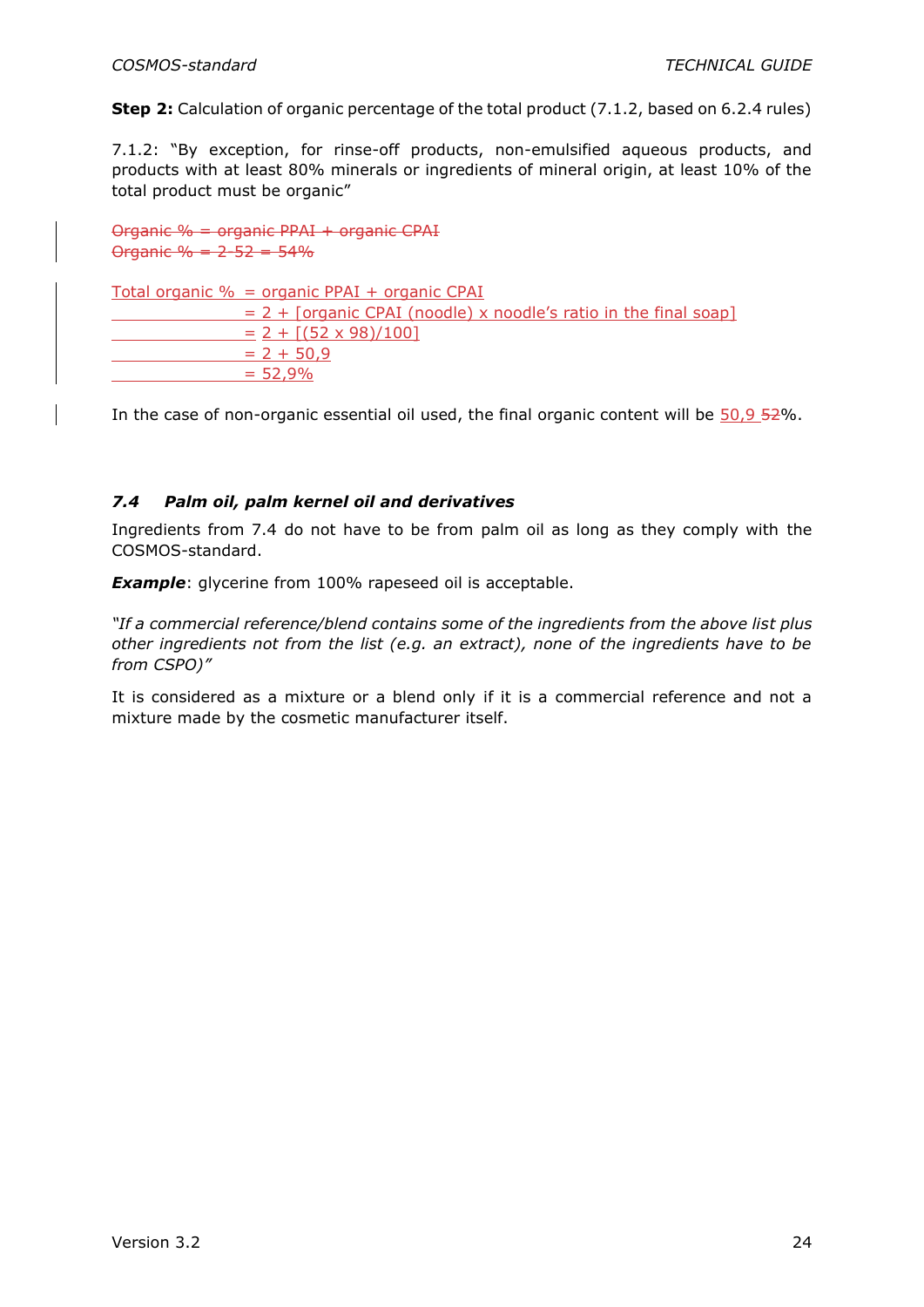**Step 2:** Calculation of organic percentage of the total product (7.1.2, based on 6.2.4 rules)

7.1.2: "By exception, for rinse-off products, non-emulsified aqueous products, and products with at least 80% minerals or ingredients of mineral origin, at least 10% of the total product must be organic"

~~Organic % = organic PPAI + organic CPAI~~
~~Organic % = 2-52 = 54%~~

Total organic % = organic PPAI + organic CPAI
= 2 + [organic CPAI (noodle) x noodle's ratio in the final soap]
= 2 + [(52 x 98)/100]
= 2 + 50,9
= 52,9%

In the case of non-organic essential oil used, the final organic content will be 50,9 ~~52~~%.

### *7.4 Palm oil, palm kernel oil and derivatives*

Ingredients from 7.4 do not have to be from palm oil as long as they comply with the COSMOS-standard.

***Example***: glycerine from 100% rapeseed oil is acceptable.

*"If a commercial reference/blend contains some of the ingredients from the above list plus other ingredients not from the list (e.g. an extract), none of the ingredients have to be from CSPO)"*

It is considered as a mixture or a blend only if it is a commercial reference and not a mixture made by the cosmetic manufacturer itself.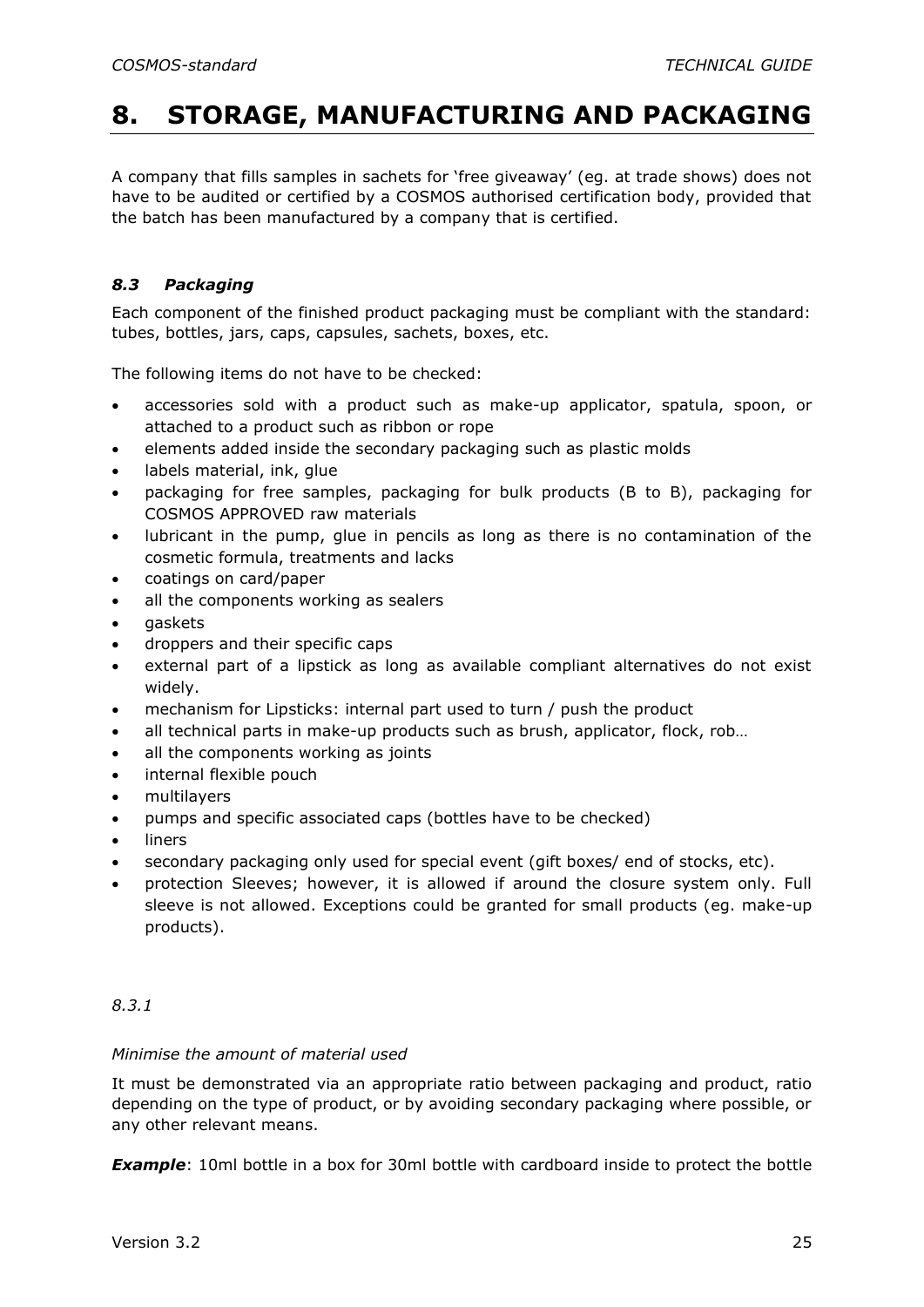# 8. STORAGE, MANUFACTURING AND PACKAGING

A company that fills samples in sachets for 'free giveaway' (eg. at trade shows) does not have to be audited or certified by a COSMOS authorised certification body, provided that the batch has been manufactured by a company that is certified.

### *8.3 Packaging*

Each component of the finished product packaging must be compliant with the standard: tubes, bottles, jars, caps, capsules, sachets, boxes, etc.

The following items do not have to be checked:

- accessories sold with a product such as make-up applicator, spatula, spoon, or attached to a product such as ribbon or rope
- elements added inside the secondary packaging such as plastic molds
- labels material, ink, glue
- packaging for free samples, packaging for bulk products (B to B), packaging for COSMOS APPROVED raw materials
- lubricant in the pump, glue in pencils as long as there is no contamination of the cosmetic formula, treatments and lacks
- coatings on card/paper
- all the components working as sealers
- gaskets
- droppers and their specific caps
- external part of a lipstick as long as available compliant alternatives do not exist widely.
- mechanism for Lipsticks: internal part used to turn / push the product
- all technical parts in make-up products such as brush, applicator, flock, rob…
- all the components working as joints
- internal flexible pouch
- multilayers
- pumps and specific associated caps (bottles have to be checked)
- liners
- secondary packaging only used for special event (gift boxes/ end of stocks, etc).
- protection Sleeves; however, it is allowed if around the closure system only. Full sleeve is not allowed. Exceptions could be granted for small products (eg. make-up products).

*8.3.1*

*Minimise the amount of material used*

It must be demonstrated via an appropriate ratio between packaging and product, ratio depending on the type of product, or by avoiding secondary packaging where possible, or any other relevant means.

***Example***: 10ml bottle in a box for 30ml bottle with cardboard inside to protect the bottle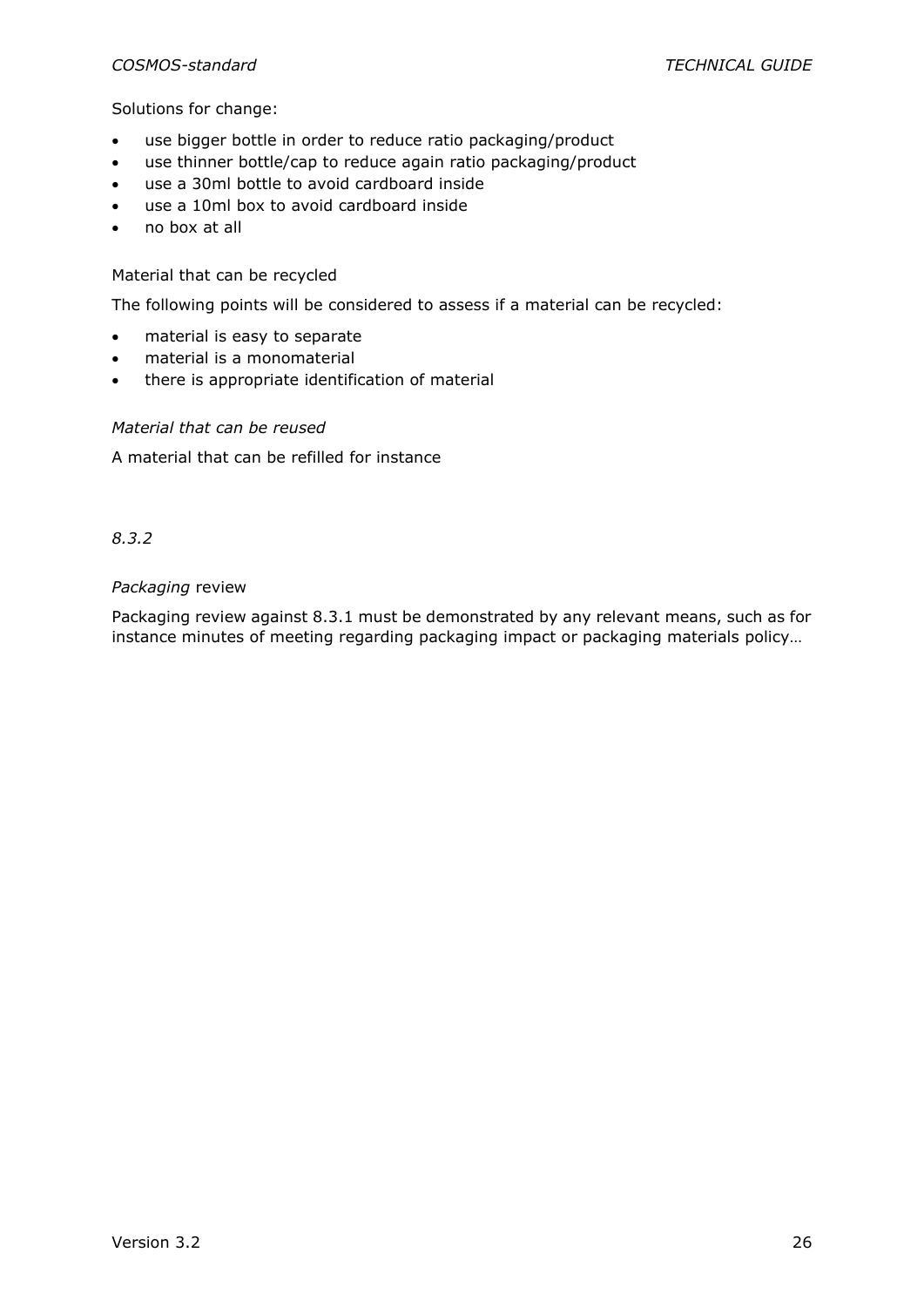Solutions for change:

- use bigger bottle in order to reduce ratio packaging/product
- use thinner bottle/cap to reduce again ratio packaging/product
- use a 30ml bottle to avoid cardboard inside
- use a 10ml box to avoid cardboard inside
- no box at all

Material that can be recycled

The following points will be considered to assess if a material can be recycled:

- material is easy to separate
- material is a monomaterial
- there is appropriate identification of material

*Material that can be reused*

A material that can be refilled for instance

*8.3.2*

*Packaging* review

Packaging review against 8.3.1 must be demonstrated by any relevant means, such as for instance minutes of meeting regarding packaging impact or packaging materials policy…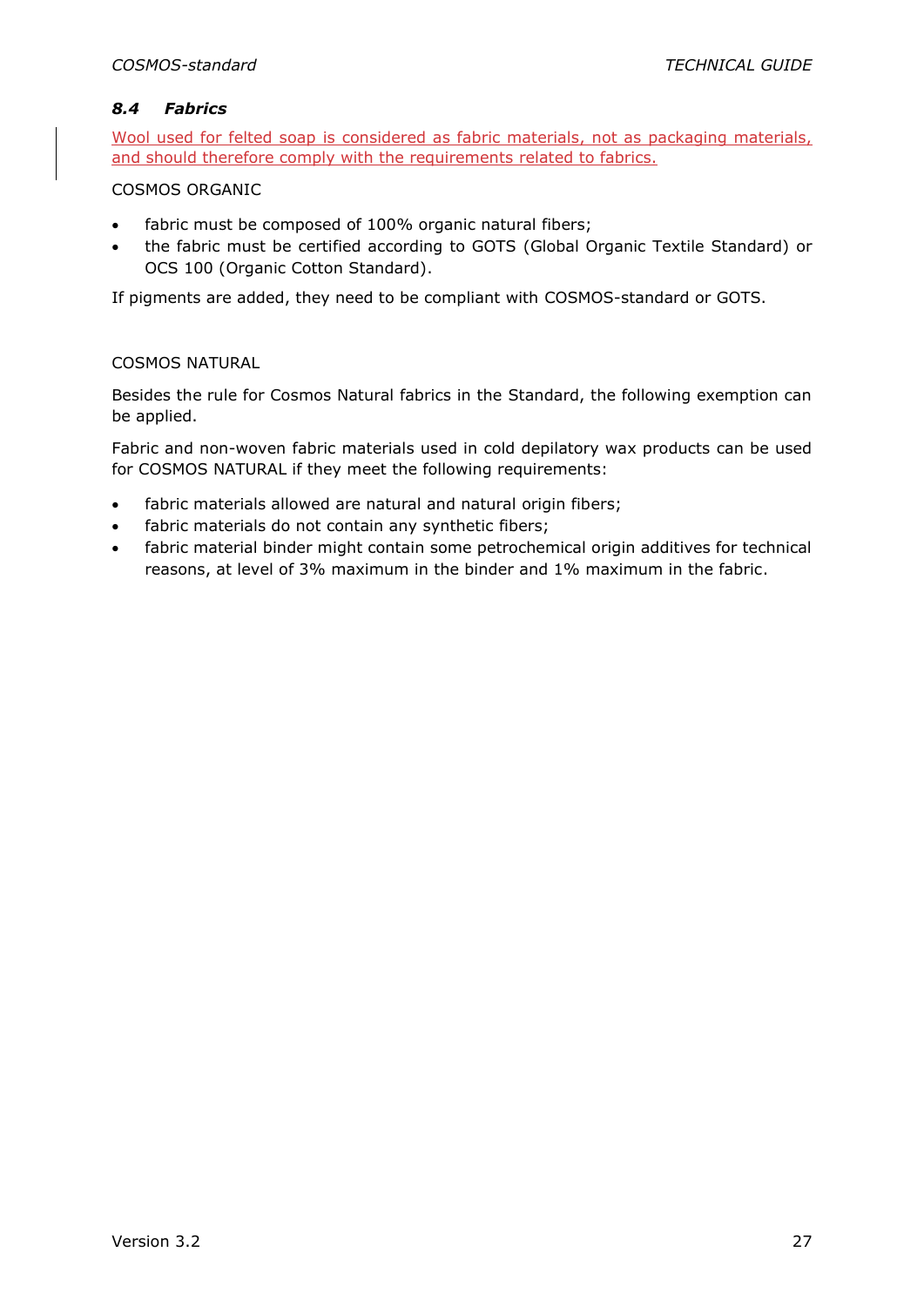### *8.4 Fabrics*

Wool used for felted soap is considered as fabric materials, not as packaging materials, and should therefore comply with the requirements related to fabrics.

COSMOS ORGANIC

- fabric must be composed of 100% organic natural fibers;
- the fabric must be certified according to GOTS (Global Organic Textile Standard) or OCS 100 (Organic Cotton Standard).

If pigments are added, they need to be compliant with COSMOS-standard or GOTS.

COSMOS NATURAL

Besides the rule for Cosmos Natural fabrics in the Standard, the following exemption can be applied.

Fabric and non-woven fabric materials used in cold depilatory wax products can be used for COSMOS NATURAL if they meet the following requirements:

- fabric materials allowed are natural and natural origin fibers;
- fabric materials do not contain any synthetic fibers;
- fabric material binder might contain some petrochemical origin additives for technical reasons, at level of 3% maximum in the binder and 1% maximum in the fabric.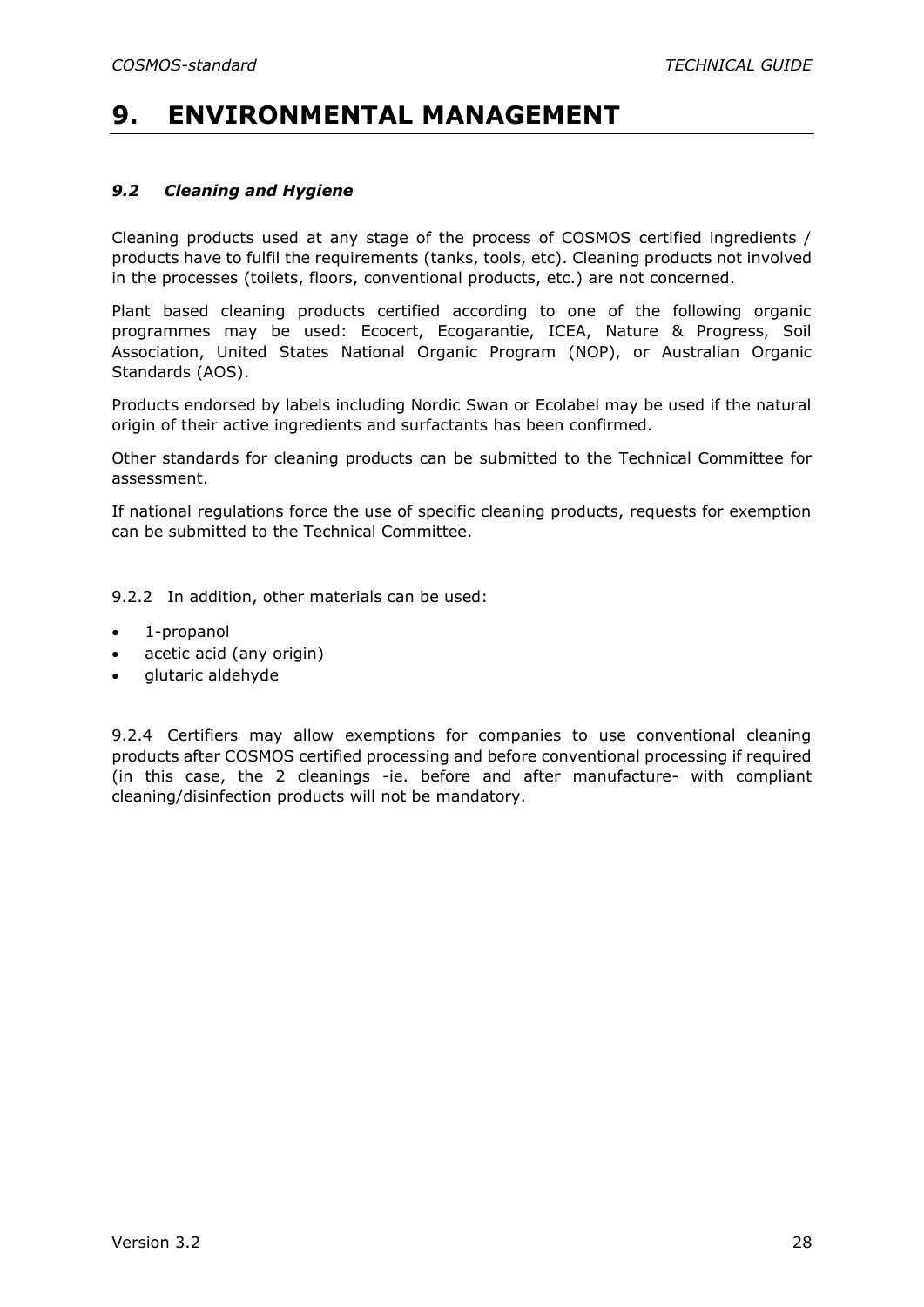# 9. ENVIRONMENTAL MANAGEMENT

### *9.2 Cleaning and Hygiene*

Cleaning products used at any stage of the process of COSMOS certified ingredients / products have to fulfil the requirements (tanks, tools, etc). Cleaning products not involved in the processes (toilets, floors, conventional products, etc.) are not concerned.

Plant based cleaning products certified according to one of the following organic programmes may be used: Ecocert, Ecogarantie, ICEA, Nature & Progress, Soil Association, United States National Organic Program (NOP), or Australian Organic Standards (AOS).

Products endorsed by labels including Nordic Swan or Ecolabel may be used if the natural origin of their active ingredients and surfactants has been confirmed.

Other standards for cleaning products can be submitted to the Technical Committee for assessment.

If national regulations force the use of specific cleaning products, requests for exemption can be submitted to the Technical Committee.

9.2.2 In addition, other materials can be used:

- 1-propanol
- acetic acid (any origin)
- glutaric aldehyde

9.2.4 Certifiers may allow exemptions for companies to use conventional cleaning products after COSMOS certified processing and before conventional processing if required (in this case, the 2 cleanings -ie. before and after manufacture- with compliant cleaning/disinfection products will not be mandatory.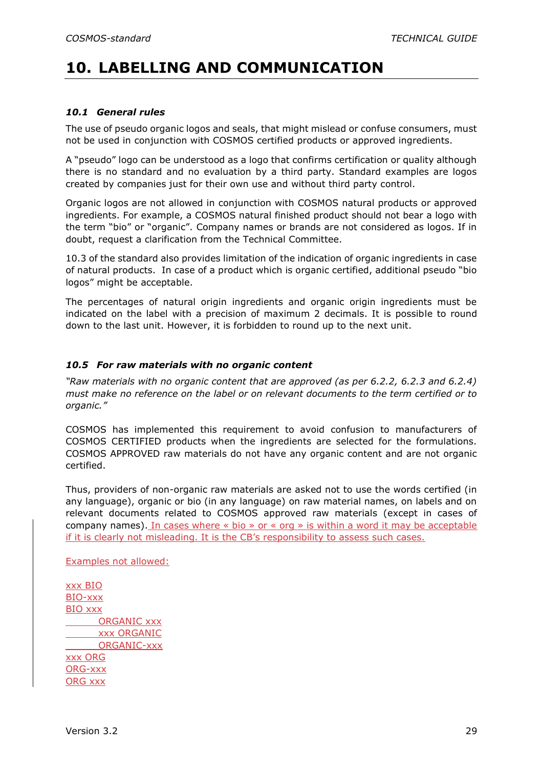# 10. LABELLING AND COMMUNICATION

### *10.1 General rules*

The use of pseudo organic logos and seals, that might mislead or confuse consumers, must not be used in conjunction with COSMOS certified products or approved ingredients.

A "pseudo" logo can be understood as a logo that confirms certification or quality although there is no standard and no evaluation by a third party. Standard examples are logos created by companies just for their own use and without third party control.

Organic logos are not allowed in conjunction with COSMOS natural products or approved ingredients. For example, a COSMOS natural finished product should not bear a logo with the term "bio" or "organic". Company names or brands are not considered as logos. If in doubt, request a clarification from the Technical Committee.

10.3 of the standard also provides limitation of the indication of organic ingredients in case of natural products. In case of a product which is organic certified, additional pseudo "bio logos" might be acceptable.

The percentages of natural origin ingredients and organic origin ingredients must be indicated on the label with a precision of maximum 2 decimals. It is possible to round down to the last unit. However, it is forbidden to round up to the next unit.

### *10.5 For raw materials with no organic content*

*"Raw materials with no organic content that are approved (as per 6.2.2, 6.2.3 and 6.2.4) must make no reference on the label or on relevant documents to the term certified or to organic."*

COSMOS has implemented this requirement to avoid confusion to manufacturers of COSMOS CERTIFIED products when the ingredients are selected for the formulations. COSMOS APPROVED raw materials do not have any organic content and are not organic certified.

Thus, providers of non-organic raw materials are asked not to use the words certified (in any language), organic or bio (in any language) on raw material names, on labels and on relevant documents related to COSMOS approved raw materials (except in cases of company names). In cases where « bio » or « org » is within a word it may be acceptable if it is clearly not misleading. It is the CB's responsibility to assess such cases.

Examples not allowed:

xxx BIO
BIO-xxx
BIO xxx
ORGANIC xxx
xxx ORGANIC
ORGANIC-xxx
xxx ORG
ORG-xxx
ORG xxx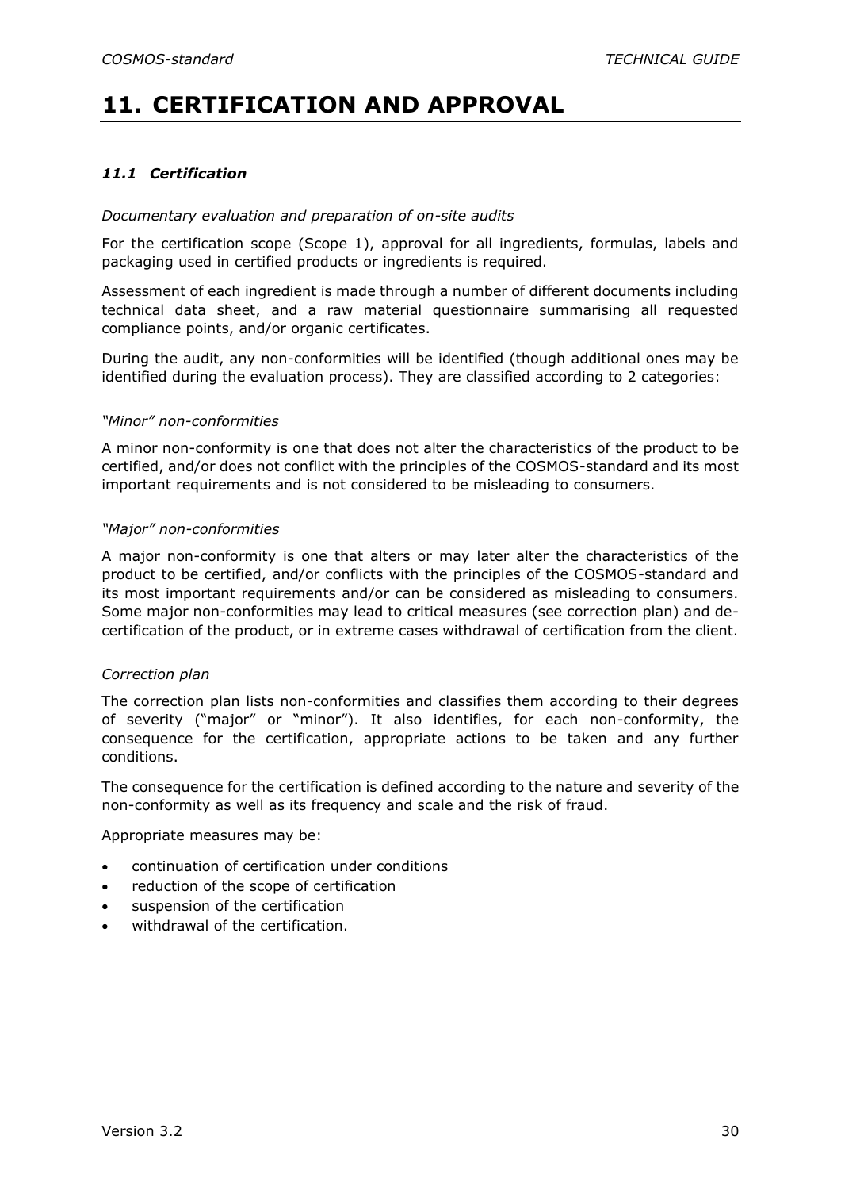# 11. CERTIFICATION AND APPROVAL

### *11.1 Certification*

*Documentary evaluation and preparation of on-site audits*

For the certification scope (Scope 1), approval for all ingredients, formulas, labels and packaging used in certified products or ingredients is required.

Assessment of each ingredient is made through a number of different documents including technical data sheet, and a raw material questionnaire summarising all requested compliance points, and/or organic certificates.

During the audit, any non-conformities will be identified (though additional ones may be identified during the evaluation process). They are classified according to 2 categories:

*"Minor" non-conformities*

A minor non-conformity is one that does not alter the characteristics of the product to be certified, and/or does not conflict with the principles of the COSMOS-standard and its most important requirements and is not considered to be misleading to consumers.

*"Major" non-conformities*

A major non-conformity is one that alters or may later alter the characteristics of the product to be certified, and/or conflicts with the principles of the COSMOS-standard and its most important requirements and/or can be considered as misleading to consumers. Some major non-conformities may lead to critical measures (see correction plan) and de-certification of the product, or in extreme cases withdrawal of certification from the client.

*Correction plan*

The correction plan lists non-conformities and classifies them according to their degrees of severity ("major" or "minor"). It also identifies, for each non-conformity, the consequence for the certification, appropriate actions to be taken and any further conditions.

The consequence for the certification is defined according to the nature and severity of the non-conformity as well as its frequency and scale and the risk of fraud.

Appropriate measures may be:

- continuation of certification under conditions
- reduction of the scope of certification
- suspension of the certification
- withdrawal of the certification.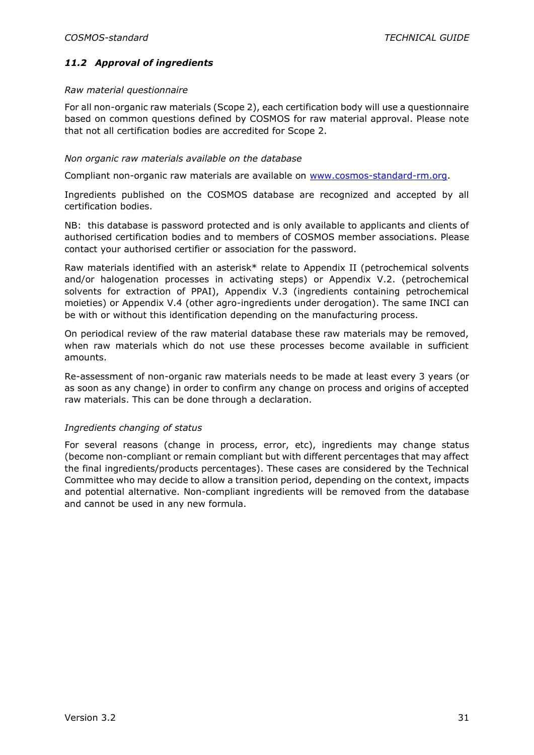### *11.2 Approval of ingredients*

*Raw material questionnaire*

For all non-organic raw materials (Scope 2), each certification body will use a questionnaire based on common questions defined by COSMOS for raw material approval. Please note that not all certification bodies are accredited for Scope 2.

*Non organic raw materials available on the database*

Compliant non-organic raw materials are available on [www.cosmos-standard-rm.org](www.cosmos-standard-rm.org).

Ingredients published on the COSMOS database are recognized and accepted by all certification bodies.

NB: this database is password protected and is only available to applicants and clients of authorised certification bodies and to members of COSMOS member associations. Please contact your authorised certifier or association for the password.

Raw materials identified with an asterisk* relate to Appendix II (petrochemical solvents and/or halogenation processes in activating steps) or Appendix V.2. (petrochemical solvents for extraction of PPAI), Appendix V.3 (ingredients containing petrochemical moieties) or Appendix V.4 (other agro-ingredients under derogation). The same INCI can be with or without this identification depending on the manufacturing process.

On periodical review of the raw material database these raw materials may be removed, when raw materials which do not use these processes become available in sufficient amounts.

Re-assessment of non-organic raw materials needs to be made at least every 3 years (or as soon as any change) in order to confirm any change on process and origins of accepted raw materials. This can be done through a declaration.

*Ingredients changing of status*

For several reasons (change in process, error, etc), ingredients may change status (become non-compliant or remain compliant but with different percentages that may affect the final ingredients/products percentages). These cases are considered by the Technical Committee who may decide to allow a transition period, depending on the context, impacts and potential alternative. Non-compliant ingredients will be removed from the database and cannot be used in any new formula.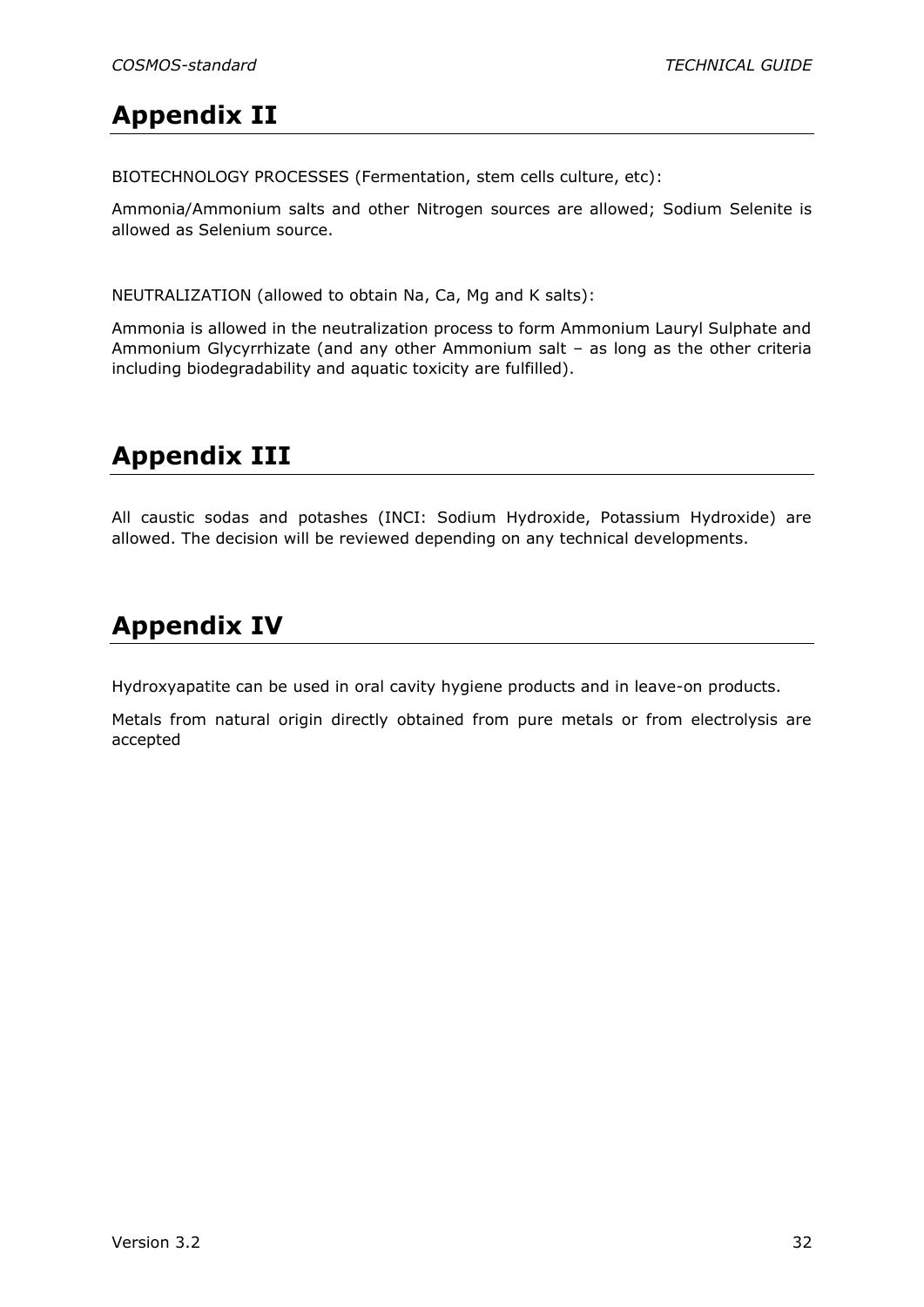# Appendix II

BIOTECHNOLOGY PROCESSES (Fermentation, stem cells culture, etc):

Ammonia/Ammonium salts and other Nitrogen sources are allowed; Sodium Selenite is allowed as Selenium source.

NEUTRALIZATION (allowed to obtain Na, Ca, Mg and K salts):

Ammonia is allowed in the neutralization process to form Ammonium Lauryl Sulphate and Ammonium Glycyrrhizate (and any other Ammonium salt – as long as the other criteria including biodegradability and aquatic toxicity are fulfilled).

# Appendix III

All caustic sodas and potashes (INCI: Sodium Hydroxide, Potassium Hydroxide) are allowed. The decision will be reviewed depending on any technical developments.

# Appendix IV

Hydroxyapatite can be used in oral cavity hygiene products and in leave-on products.

Metals from natural origin directly obtained from pure metals or from electrolysis are accepted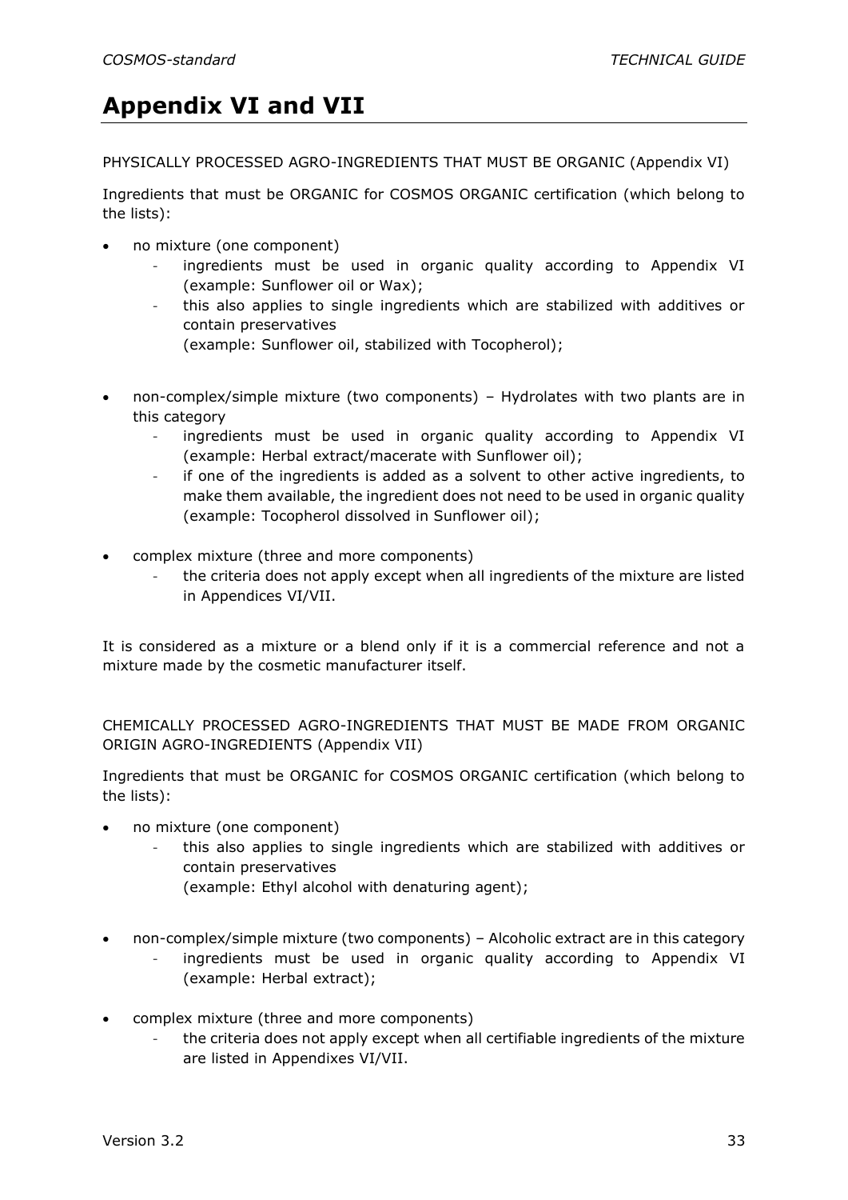# Appendix VI and VII

PHYSICALLY PROCESSED AGRO-INGREDIENTS THAT MUST BE ORGANIC (Appendix VI)

Ingredients that must be ORGANIC for COSMOS ORGANIC certification (which belong to the lists):

- no mixture (one component)
  - ingredients must be used in organic quality according to Appendix VI (example: Sunflower oil or Wax);
  - this also applies to single ingredients which are stabilized with additives or contain preservatives (example: Sunflower oil, stabilized with Tocopherol);

- non-complex/simple mixture (two components) – Hydrolates with two plants are in this category
  - ingredients must be used in organic quality according to Appendix VI (example: Herbal extract/macerate with Sunflower oil);
  - if one of the ingredients is added as a solvent to other active ingredients, to make them available, the ingredient does not need to be used in organic quality (example: Tocopherol dissolved in Sunflower oil);

- complex mixture (three and more components)
  - the criteria does not apply except when all ingredients of the mixture are listed in Appendices VI/VII.

It is considered as a mixture or a blend only if it is a commercial reference and not a mixture made by the cosmetic manufacturer itself.

CHEMICALLY PROCESSED AGRO-INGREDIENTS THAT MUST BE MADE FROM ORGANIC ORIGIN AGRO-INGREDIENTS (Appendix VII)

Ingredients that must be ORGANIC for COSMOS ORGANIC certification (which belong to the lists):

- no mixture (one component)
  - this also applies to single ingredients which are stabilized with additives or contain preservatives (example: Ethyl alcohol with denaturing agent);

- non-complex/simple mixture (two components) – Alcoholic extract are in this category
  - ingredients must be used in organic quality according to Appendix VI (example: Herbal extract);

- complex mixture (three and more components)
  - the criteria does not apply except when all certifiable ingredients of the mixture are listed in Appendixes VI/VII.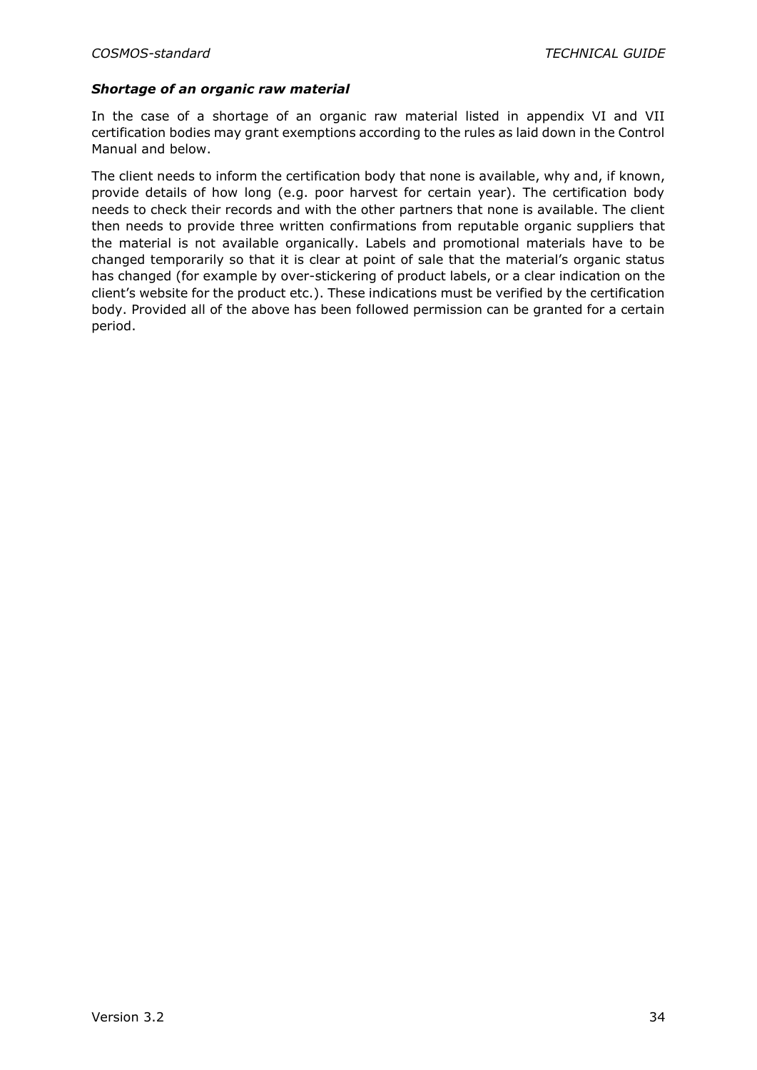### ***Shortage of an organic raw material***

In the case of a shortage of an organic raw material listed in appendix VI and VII certification bodies may grant exemptions according to the rules as laid down in the Control Manual and below.

The client needs to inform the certification body that none is available, why and, if known, provide details of how long (e.g. poor harvest for certain year). The certification body needs to check their records and with the other partners that none is available. The client then needs to provide three written confirmations from reputable organic suppliers that the material is not available organically. Labels and promotional materials have to be changed temporarily so that it is clear at point of sale that the material's organic status has changed (for example by over-stickering of product labels, or a clear indication on the client's website for the product etc.). These indications must be verified by the certification body. Provided all of the above has been followed permission can be granted for a certain period.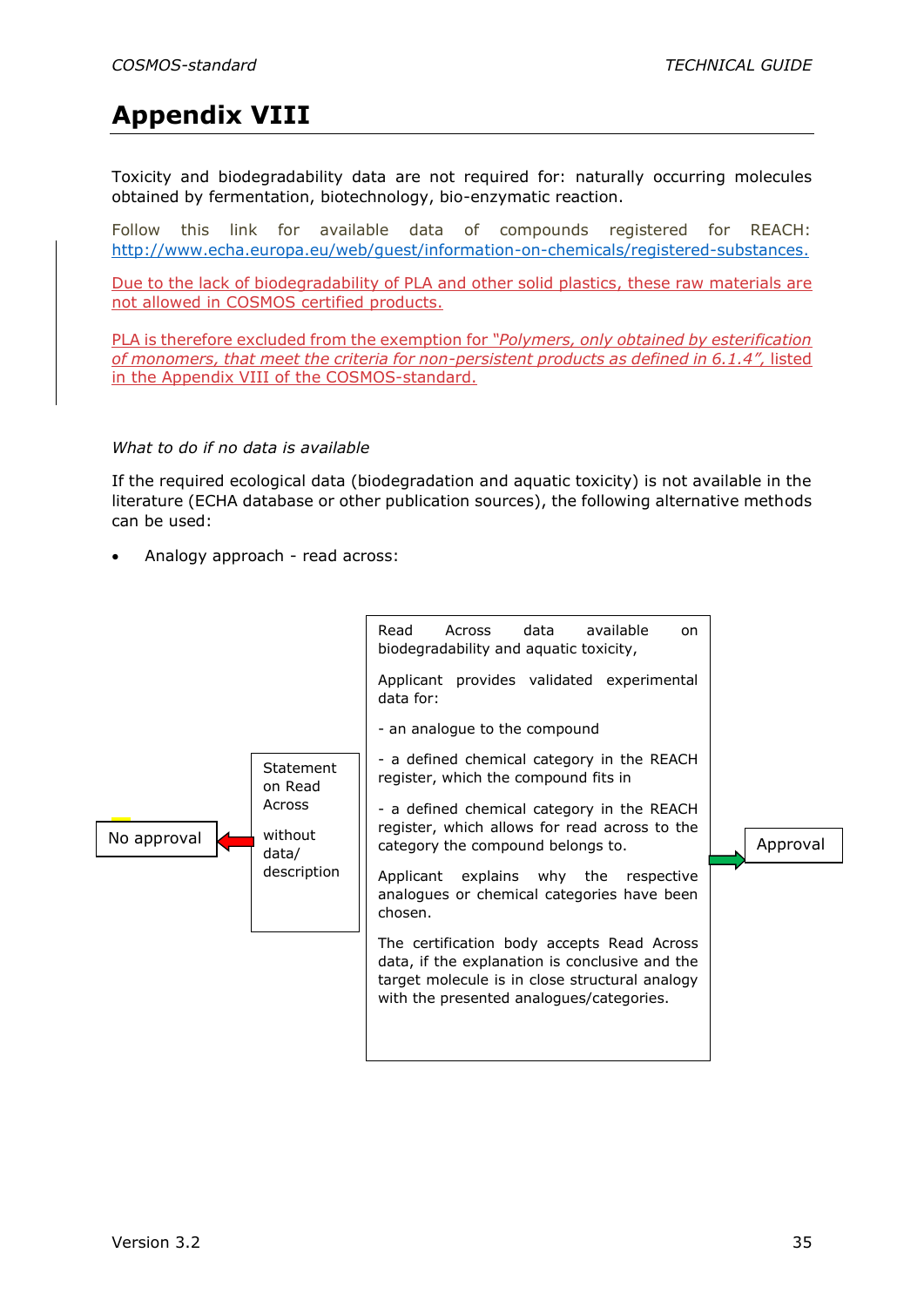# Appendix VIII

Toxicity and biodegradability data are not required for: naturally occurring molecules obtained by fermentation, biotechnology, bio-enzymatic reaction.

Follow this link for available data of compounds registered for REACH: http://www.echa.europa.eu/web/guest/information-on-chemicals/registered-substances.

Due to the lack of biodegradability of PLA and other solid plastics, these raw materials are not allowed in COSMOS certified products.

PLA is therefore excluded from the exemption for "*Polymers, only obtained by esterification of monomers, that meet the criteria for non-persistent products as defined in 6.1.4*", listed in the Appendix VIII of the COSMOS-standard.

*What to do if no data is available*

If the required ecological data (biodegradation and aquatic toxicity) is not available in the literature (ECHA database or other publication sources), the following alternative methods can be used:

- Analogy approach - read across:

| No approval | ← | Statement on Read Across without data/ description | Read Across data available on biodegradability and aquatic toxicity,<br><br>Applicant provides validated experimental data for:<br><br>- an analogue to the compound<br><br>- a defined chemical category in the REACH register, which the compound fits in<br><br>- a defined chemical category in the REACH register, which allows for read across to the category the compound belongs to.<br><br>Applicant explains why the respective analogues or chemical categories have been chosen.<br><br>The certification body accepts Read Across data, if the explanation is conclusive and the target molecule is in close structural analogy with the presented analogues/categories. | → | Approval |
| --- | --- | --- | --- | --- | --- |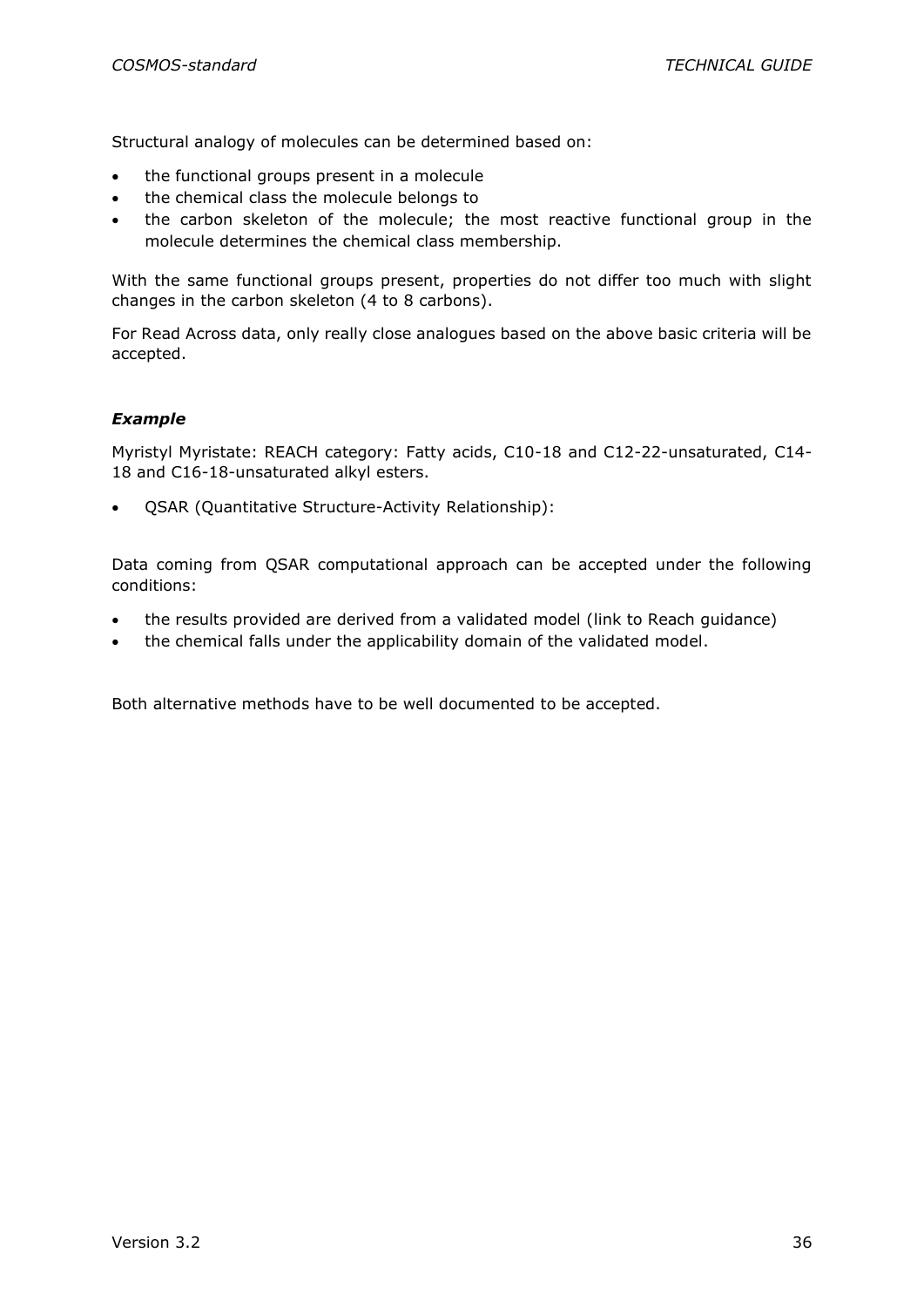Structural analogy of molecules can be determined based on:

- the functional groups present in a molecule
- the chemical class the molecule belongs to
- the carbon skeleton of the molecule; the most reactive functional group in the molecule determines the chemical class membership.

With the same functional groups present, properties do not differ too much with slight changes in the carbon skeleton (4 to 8 carbons).

For Read Across data, only really close analogues based on the above basic criteria will be accepted.

***Example***

Myristyl Myristate: REACH category: Fatty acids, C10-18 and C12-22-unsaturated, C14-18 and C16-18-unsaturated alkyl esters.

- QSAR (Quantitative Structure-Activity Relationship):

Data coming from QSAR computational approach can be accepted under the following conditions:

- the results provided are derived from a validated model (link to Reach guidance)
- the chemical falls under the applicability domain of the validated model.

Both alternative methods have to be well documented to be accepted.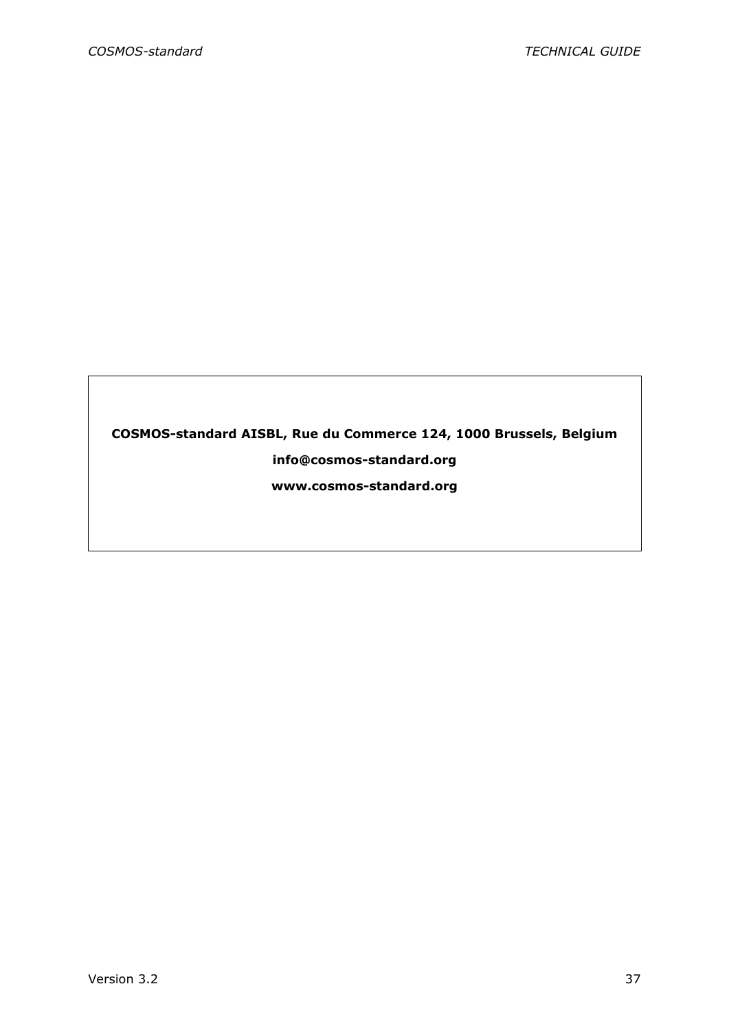**COSMOS-standard AISBL, Rue du Commerce 124, 1000 Brussels, Belgium**

**info@cosmos-standard.org**

**www.cosmos-standard.org**